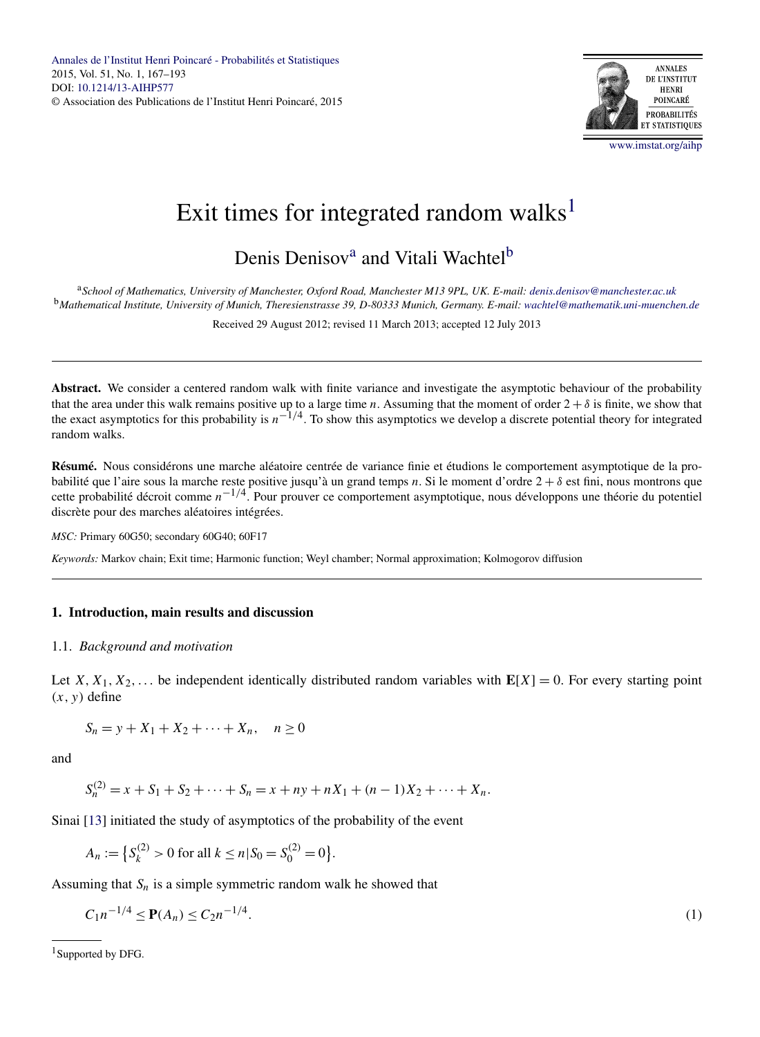# Exit times for integrated random walks[1]

Denis Denisov[a] and Vitali Wachtel[b]

[a]*School of Mathematics, University of Manchester, Oxford Road, Manchester M13 9PL, UK. E-mail: denis.denisov@manchester.ac.uk*
[b]*Mathematical Institute, University of Munich, Theresienstrasse 39, D-80333 Munich, Germany. E-mail: wachtel@mathematik.uni-muenchen.de*

Received 29 August 2012; revised 11 March 2013; accepted 12 July 2013

---

**Abstract.** We consider a centered random walk with finite variance and investigate the asymptotic behaviour of the probability that the area under this walk remains positive up to a large time $n$. Assuming that the moment of order $2+\delta$ is finite, we show that the exact asymptotics for this probability is $n^{-1/4}$. To show this asymptotics we develop a discrete potential theory for integrated random walks.

**Résumé.** Nous considérons une marche aléatoire centrée de variance finie et étudions le comportement asymptotique de la probabilité que l'aire sous la marche reste positive jusqu'à un grand temps $n$. Si le moment d'ordre $2+\delta$ est fini, nous montrons que cette probabilité décroit comme $n^{-1/4}$. Pour prouver ce comportement asymptotique, nous développons une théorie du potentiel discrète pour des marches aléatoires intégrées.

*MSC:* Primary 60G50; secondary 60G40; 60F17

*Keywords:* Markov chain; Exit time; Harmonic function; Weyl chamber; Normal approximation; Kolmogorov diffusion

---

## 1. Introduction, main results and discussion

### 1.1. *Background and motivation*

Let $X, X_1, X_2, \ldots$ be independent identically distributed random variables with $\mathbf{E}[X]=0$. For every starting point $(x, y)$ define

$$S_n = y + X_1 + X_2 + \cdots + X_n, \quad n \ge 0$$

and

$$S_n^{(2)} = x + S_1 + S_2 + \cdots + S_n = x + ny + nX_1 + (n-1)X_2 + \cdots + X_n.$$

Sinai [13] initiated the study of asymptotics of the probability of the event

$$A_n := \{S_k^{(2)} > 0 \text{ for all } k \le n | S_0 = S_0^{(2)} = 0\}.$$

Assuming that $S_n$ is a simple symmetric random walk he showed that

$$C_1 n^{-1/4} \le \mathbf{P}(A_n) \le C_2 n^{-1/4}. \tag{1}$$

[1] Supported by DFG.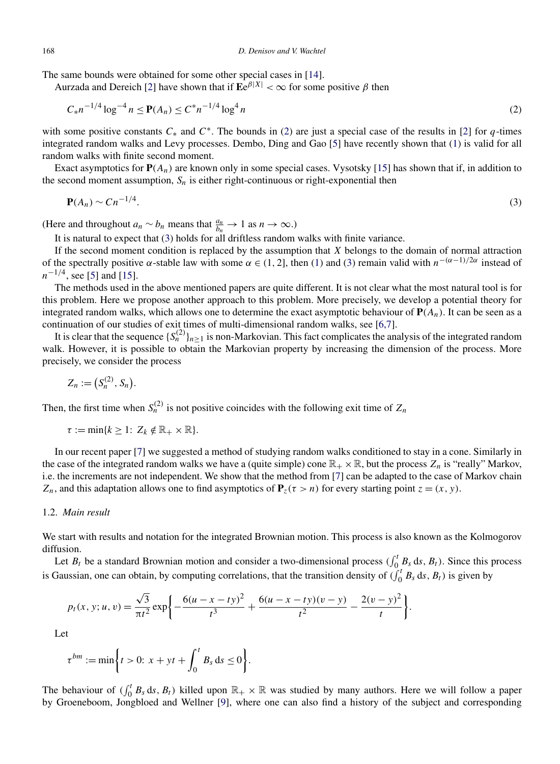The same bounds were obtained for some other special cases in [14].

Aurzada and Dereich [2] have shown that if $\mathbf{E}e^{\beta|X|} < \infty$ for some positive $\beta$ then

$$C_* n^{-1/4} \log^{-4} n \le \mathbf{P}(A_n) \le C^* n^{-1/4} \log^4 n \tag{2}$$

with some positive constants $C_*$ and $C^*$. The bounds in (2) are just a special case of the results in [2] for $q$-times integrated random walks and Levy processes. Dembo, Ding and Gao [5] have recently shown that (1) is valid for all random walks with finite second moment.

Exact asymptotics for $\mathbf{P}(A_n)$ are known only in some special cases. Vysotsky [15] has shown that if, in addition to the second moment assumption, $S_n$ is either right-continuous or right-exponential then

$$\mathbf{P}(A_n) \sim C n^{-1/4}. \tag{3}$$

(Here and throughout $a_n \sim b_n$ means that $\frac{a_n}{b_n} \to 1$ as $n \to \infty$.)

It is natural to expect that (3) holds for all driftless random walks with finite variance.

If the second moment condition is replaced by the assumption that $X$ belongs to the domain of normal attraction of the spectrally positive $\alpha$-stable law with some $\alpha \in (1, 2]$, then (1) and (3) remain valid with $n^{-(\alpha-1)/2\alpha}$ instead of $n^{-1/4}$, see [5] and [15].

The methods used in the above mentioned papers are quite different. It is not clear what the most natural tool is for this problem. Here we propose another approach to this problem. More precisely, we develop a potential theory for integrated random walks, which allows one to determine the exact asymptotic behaviour of $\mathbf{P}(A_n)$. It can be seen as a continuation of our studies of exit times of multi-dimensional random walks, see [6,7].

It is clear that the sequence $\{S_n^{(2)}\}_{n \ge 1}$ is non-Markovian. This fact complicates the analysis of the integrated random walk. However, it is possible to obtain the Markovian property by increasing the dimension of the process. More precisely, we consider the process

$$Z_n := \left(S_n^{(2)}, S_n\right).$$

Then, the first time when $S_n^{(2)}$ is not positive coincides with the following exit time of $Z_n$

$$\tau := \min\{k \ge 1 : Z_k \notin \mathbb{R}_+ \times \mathbb{R}\}.$$

In our recent paper [7] we suggested a method of studying random walks conditioned to stay in a cone. Similarly in the case of the integrated random walks we have a (quite simple) cone $\mathbb{R}_+ \times \mathbb{R}$, but the process $Z_n$ is "really" Markov, i.e. the increments are not independent. We show that the method from [7] can be adapted to the case of Markov chain $Z_n$, and this adaptation allows one to find asymptotics of $\mathbf{P}_z(\tau > n)$ for every starting point $z = (x, y)$.

### 1.2. *Main result*

We start with results and notation for the integrated Brownian motion. This process is also known as the Kolmogorov diffusion.

Let $B_t$ be a standard Brownian motion and consider a two-dimensional process $(\int_0^t B_s \, ds, B_t)$. Since this process is Gaussian, one can obtain, by computing correlations, that the transition density of $(\int_0^t B_s \, ds, B_t)$ is given by

$$p_t(x, y; u, v) = \frac{\sqrt{3}}{\pi t^2} \exp\left\{ -\frac{6(u - x - ty)^2}{t^3} + \frac{6(u - x - ty)(v - y)}{t^2} - \frac{2(v - y)^2}{t} \right\}.$$

Let

$$\tau^{bm} := \min\left\{ t > 0 : x + yt + \int_0^t B_s \, ds \le 0 \right\}.$$

The behaviour of $(\int_0^t B_s \, ds, B_t)$ killed upon $\mathbb{R}_+ \times \mathbb{R}$ was studied by many authors. Here we will follow a paper by Groeneboom, Jongbloed and Wellner [9], where one can also find a history of the subject and corresponding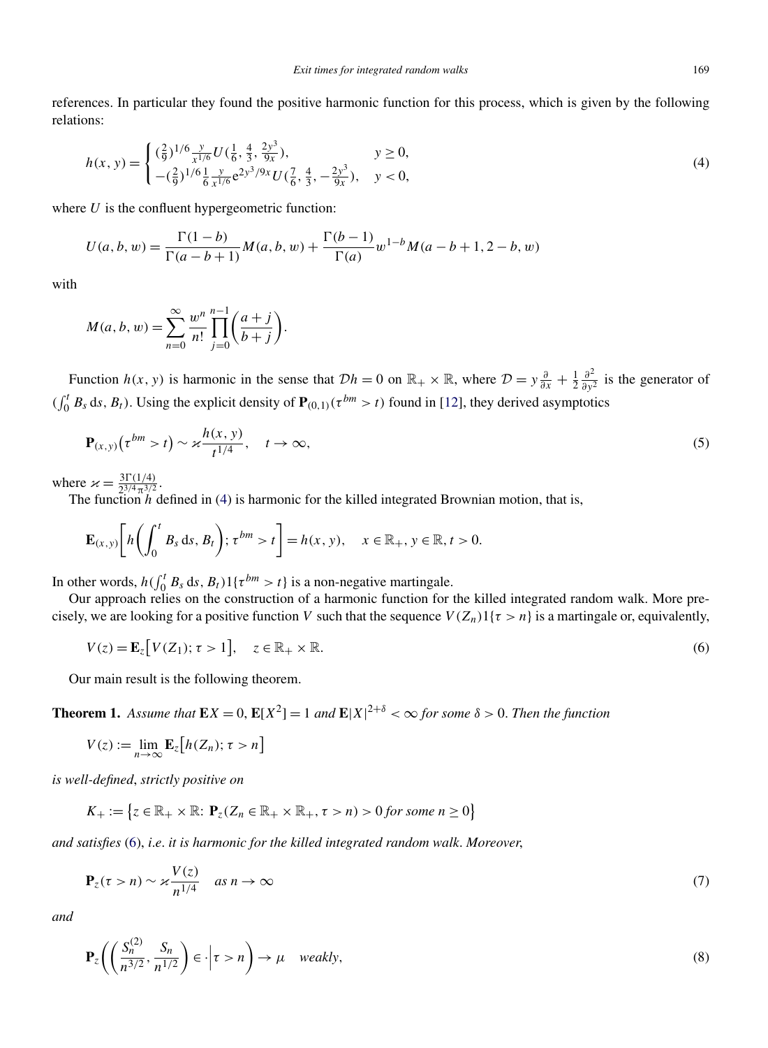references. In particular they found the positive harmonic function for this process, which is given by the following relations:

$$
h(x,y)=\begin{cases}(\frac{2}{9})^{1/6}\frac{y}{x^{1/6}}U(\frac{1}{6},\frac{4}{3},\frac{2y^3}{9x}), & y\ge 0,\\ -(\frac{2}{9})^{1/6}\frac{1}{6}\frac{y}{x^{1/6}}e^{2y^3/9x}U(\frac{7}{6},\frac{4}{3},-\frac{2y^3}{9x}), & y<0,\end{cases} \tag{4}
$$

where $U$ is the confluent hypergeometric function:

$$
U(a,b,w)=\frac{\Gamma(1-b)}{\Gamma(a-b+1)}M(a,b,w)+\frac{\Gamma(b-1)}{\Gamma(a)}w^{1-b}M(a-b+1,2-b,w)
$$

with

$$
M(a,b,w)=\sum_{n=0}^{\infty}\frac{w^n}{n!}\prod_{j=0}^{n-1}\left(\frac{a+j}{b+j}\right).
$$

Function $h(x,y)$ is harmonic in the sense that $\mathcal{D}h=0$ on $\mathbb{R}_+\times\mathbb{R}$, where $\mathcal{D}=y\frac{\partial}{\partial x}+\frac{1}{2}\frac{\partial^2}{\partial y^2}$ is the generator of $(\int_0^t B_s\,ds, B_t)$. Using the explicit density of $\mathbf{P}_{(0,1)}(\tau^{bm}>t)$ found in [12], they derived asymptotics

$$
\mathbf{P}_{(x,y)}\big(\tau^{bm}>t\big)\sim\varkappa\frac{h(x,y)}{t^{1/4}},\quad t\to\infty, \tag{5}
$$

where $\varkappa=\frac{3\Gamma(1/4)}{2^{3/4}\pi^{3/2}}$.

The function $h$ defined in (4) is harmonic for the killed integrated Brownian motion, that is,

$$
\mathbf{E}_{(x,y)}\left[h\left(\int_0^t B_s\,ds, B_t\right);\tau^{bm}>t\right]=h(x,y),\quad x\in\mathbb{R}_+, y\in\mathbb{R}, t>0.
$$

In other words, $h(\int_0^t B_s\,ds, B_t)1\{\tau^{bm}>t\}$ is a non-negative martingale.

Our approach relies on the construction of a harmonic function for the killed integrated random walk. More precisely, we are looking for a positive function $V$ such that the sequence $V(Z_n)1\{\tau>n\}$ is a martingale or, equivalently,

$$
V(z)=\mathbf{E}_z\big[V(Z_1);\tau>1\big],\quad z\in\mathbb{R}_+\times\mathbb{R}. \tag{6}
$$

Our main result is the following theorem.

**Theorem 1.** *Assume that $\mathbf{E}X=0$, $\mathbf{E}[X^2]=1$ and $\mathbf{E}|X|^{2+\delta}<\infty$ for some $\delta>0$. Then the function*

$$
V(z):=\lim_{n\to\infty}\mathbf{E}_z\big[h(Z_n);\tau>n\big]
$$

*is well-defined, strictly positive on*

$$
K_+:=\big\{z\in\mathbb{R}_+\times\mathbb{R}\colon \mathbf{P}_z(Z_n\in\mathbb{R}_+\times\mathbb{R}_+,\tau>n)>0 \text{ for some } n\ge 0\big\}
$$

*and satisfies* (6), *i.e. it is harmonic for the killed integrated random walk. Moreover,*

$$
\mathbf{P}_z(\tau>n)\sim\varkappa\frac{V(z)}{n^{1/4}}\quad \text{as } n\to\infty \tag{7}
$$

*and*

$$
\mathbf{P}_z\left(\left(\frac{S_n^{(2)}}{n^{3/2}},\frac{S_n}{n^{1/2}}\right)\in\cdot\,\middle|\,\tau>n\right)\to\mu\quad \text{weakly}, \tag{8}
$$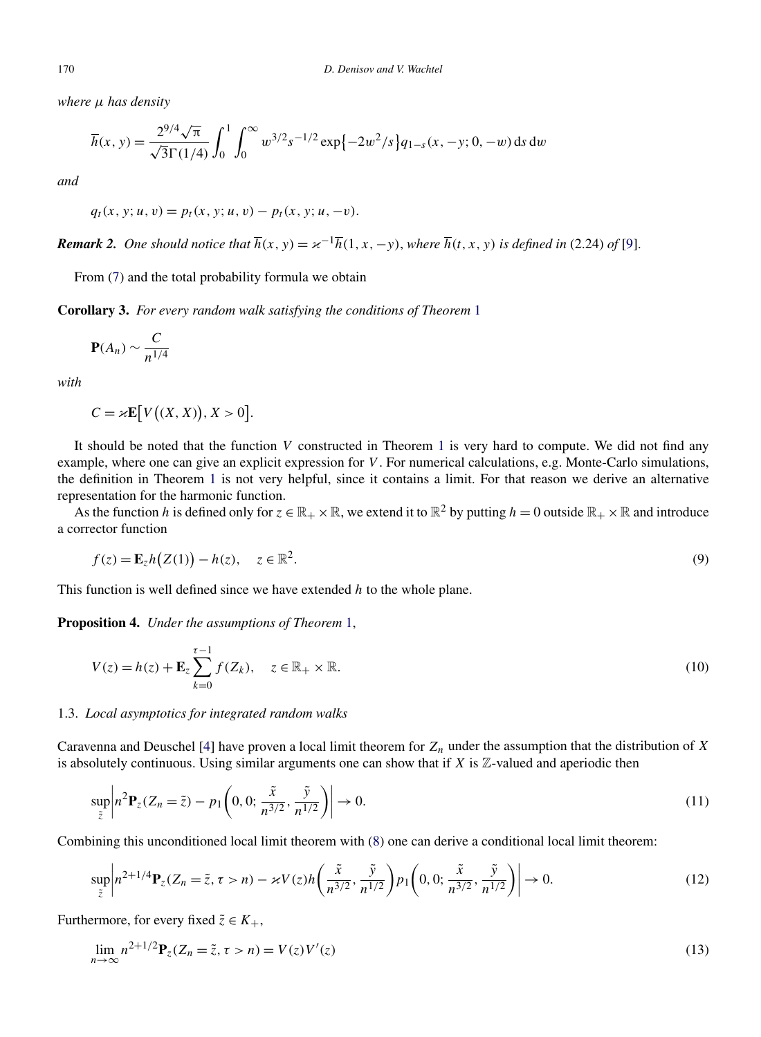*where* $\mu$ *has density*

$$
\overline{h}(x, y) = \frac{2^{9/4}\sqrt{\pi}}{\sqrt{3}\Gamma(1/4)} \int_0^1 \int_0^\infty w^{3/2} s^{-1/2} \exp\{-2w^2/s\} q_{1-s}(x, -y; 0, -w)\, \mathrm{d}s\, \mathrm{d}w
$$

*and*

$$
q_t(x, y; u, v) = p_t(x, y; u, v) - p_t(x, y; u, -v).
$$

***Remark 2.*** *One should notice that* $\overline{h}(x, y) = \varkappa^{-1}\overline{h}(1, x, -y)$, *where* $\overline{h}(t, x, y)$ *is defined in* (2.24) *of* [9].

From (7) and the total probability formula we obtain

**Corollary 3.** *For every random walk satisfying the conditions of Theorem* 1

$$
\mathbf{P}(A_n) \sim \frac{C}{n^{1/4}}
$$

*with*

$$
C = \varkappa \mathbf{E}\big[V\big((X, X)\big), X > 0\big].
$$

It should be noted that the function $V$ constructed in Theorem 1 is very hard to compute. We did not find any example, where one can give an explicit expression for $V$. For numerical calculations, e.g. Monte-Carlo simulations, the definition in Theorem 1 is not very helpful, since it contains a limit. For that reason we derive an alternative representation for the harmonic function.

As the function $h$ is defined only for $z \in \mathbb{R}_+ \times \mathbb{R}$, we extend it to $\mathbb{R}^2$ by putting $h = 0$ outside $\mathbb{R}_+ \times \mathbb{R}$ and introduce a corrector function

$$
f(z) = \mathbf{E}_z h\big(Z(1)\big) - h(z), \quad z \in \mathbb{R}^2. \tag{9}
$$

This function is well defined since we have extended $h$ to the whole plane.

**Proposition 4.** *Under the assumptions of Theorem* 1,

$$
V(z) = h(z) + \mathbf{E}_z \sum_{k=0}^{\tau-1} f(Z_k), \quad z \in \mathbb{R}_+ \times \mathbb{R}. \tag{10}
$$

### 1.3. *Local asymptotics for integrated random walks*

Caravenna and Deuschel [4] have proven a local limit theorem for $Z_n$ under the assumption that the distribution of $X$ is absolutely continuous. Using similar arguments one can show that if $X$ is $\mathbb{Z}$-valued and aperiodic then

$$
\sup_{\tilde{z}} \left| n^2 \mathbf{P}_z(Z_n = \tilde{z}) - p_1\left(0, 0; \frac{\tilde{x}}{n^{3/2}}, \frac{\tilde{y}}{n^{1/2}}\right) \right| \to 0. \tag{11}
$$

Combining this unconditioned local limit theorem with (8) one can derive a conditional local limit theorem:

$$
\sup_{\tilde{z}} \left| n^{2+1/4} \mathbf{P}_z(Z_n = \tilde{z}, \tau > n) - \varkappa V(z) h\left(\frac{\tilde{x}}{n^{3/2}}, \frac{\tilde{y}}{n^{1/2}}\right) p_1\left(0, 0; \frac{\tilde{x}}{n^{3/2}}, \frac{\tilde{y}}{n^{1/2}}\right) \right| \to 0. \tag{12}
$$

Furthermore, for every fixed $\tilde{z} \in K_+$,

$$
\lim_{n \to \infty} n^{2+1/2} \mathbf{P}_z(Z_n = \tilde{z}, \tau > n) = V(z) V'(z) \tag{13}
$$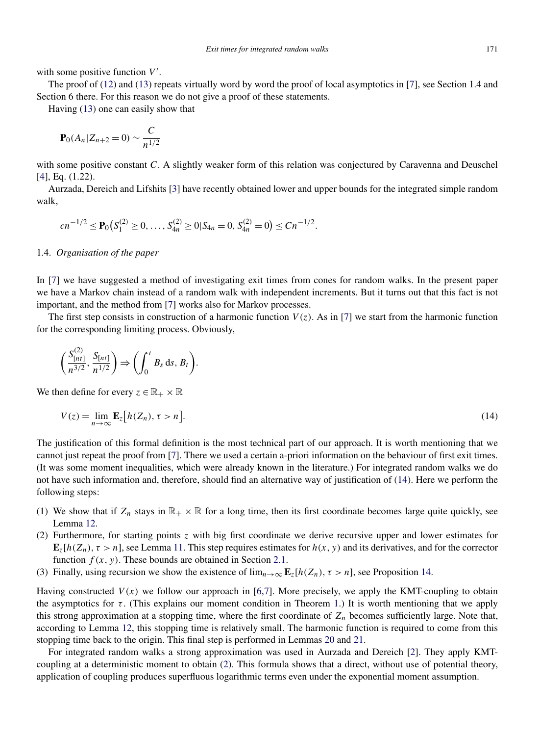with some positive function $V'$.

The proof of (12) and (13) repeats virtually word by word the proof of local asymptotics in [7], see Section 1.4 and Section 6 there. For this reason we do not give a proof of these statements.

Having (13) one can easily show that

$$\mathbf{P}_0(A_n | Z_{n+2} = 0) \sim \frac{C}{n^{1/2}}$$

with some positive constant $C$. A slightly weaker form of this relation was conjectured by Caravenna and Deuschel [4], Eq. (1.22).

Aurzada, Dereich and Lifshits [3] have recently obtained lower and upper bounds for the integrated simple random walk,

$$cn^{-1/2} \le \mathbf{P}_0\big(S_1^{(2)} \ge 0, \dots, S_{4n}^{(2)} \ge 0 | S_{4n} = 0, S_{4n}^{(2)} = 0\big) \le Cn^{-1/2}.$$

### 1.4. *Organisation of the paper*

In [7] we have suggested a method of investigating exit times from cones for random walks. In the present paper we have a Markov chain instead of a random walk with independent increments. But it turns out that this fact is not important, and the method from [7] works also for Markov processes.

The first step consists in construction of a harmonic function $V(z)$. As in [7] we start from the harmonic function for the corresponding limiting process. Obviously,

$$\left(\frac{S_{[nt]}^{(2)}}{n^{3/2}}, \frac{S_{[nt]}}{n^{1/2}}\right) \Rightarrow \left(\int_0^t B_s \, \mathrm{d}s, B_t\right).$$

We then define for every $z \in \mathbb{R}_+ \times \mathbb{R}$

$$V(z) = \lim_{n\to\infty} \mathbf{E}_z\big[h(Z_n), \tau > n\big]. \tag{14}$$

The justification of this formal definition is the most technical part of our approach. It is worth mentioning that we cannot just repeat the proof from [7]. There we used a certain a-priori information on the behaviour of first exit times. (It was some moment inequalities, which were already known in the literature.) For integrated random walks we do not have such information and, therefore, should find an alternative way of justification of (14). Here we perform the following steps:

1. We show that if $Z_n$ stays in $\mathbb{R}_+ \times \mathbb{R}$ for a long time, then its first coordinate becomes large quite quickly, see Lemma 12.
2. Furthermore, for starting points $z$ with big first coordinate we derive recursive upper and lower estimates for $\mathbf{E}_z[h(Z_n), \tau > n]$, see Lemma 11. This step requires estimates for $h(x, y)$ and its derivatives, and for the corrector function $f(x, y)$. These bounds are obtained in Section 2.1.
3. Finally, using recursion we show the existence of $\lim_{n\to\infty} \mathbf{E}_z[h(Z_n), \tau > n]$, see Proposition 14.

Having constructed $V(x)$ we follow our approach in [6,7]. More precisely, we apply the KMT-coupling to obtain the asymptotics for $\tau$. (This explains our moment condition in Theorem 1.) It is worth mentioning that we apply this strong approximation at a stopping time, where the first coordinate of $Z_n$ becomes sufficiently large. Note that, according to Lemma 12, this stopping time is relatively small. The harmonic function is required to come from this stopping time back to the origin. This final step is performed in Lemmas 20 and 21.

For integrated random walks a strong approximation was used in Aurzada and Dereich [2]. They apply KMT-coupling at a deterministic moment to obtain (2). This formula shows that a direct, without use of potential theory, application of coupling produces superfluous logarithmic terms even under the exponential moment assumption.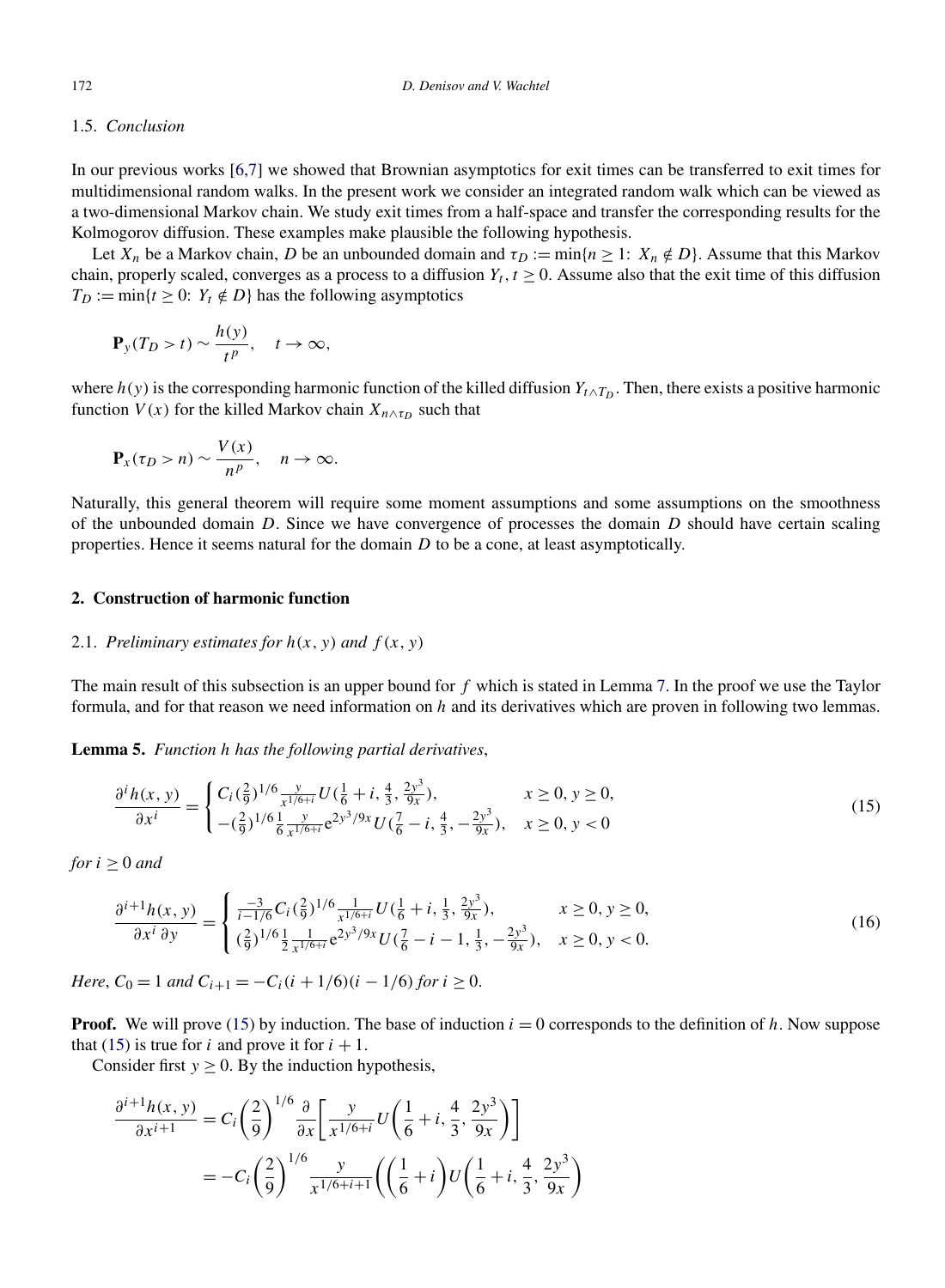### 1.5. *Conclusion*

In our previous works [6,7] we showed that Brownian asymptotics for exit times can be transferred to exit times for multidimensional random walks. In the present work we consider an integrated random walk which can be viewed as a two-dimensional Markov chain. We study exit times from a half-space and transfer the corresponding results for the Kolmogorov diffusion. These examples make plausible the following hypothesis.

Let $X_n$ be a Markov chain, $D$ be an unbounded domain and $\tau_D := \min\{n \ge 1 \colon X_n \notin D\}$. Assume that this Markov chain, properly scaled, converges as a process to a diffusion $Y_t, t \ge 0$. Assume also that the exit time of this diffusion $T_D := \min\{t \ge 0 \colon Y_t \notin D\}$ has the following asymptotics

$$\mathbf{P}_y(T_D > t) \sim \frac{h(y)}{t^p}, \quad t \to \infty,$$

where $h(y)$ is the corresponding harmonic function of the killed diffusion $Y_{t \wedge T_D}$. Then, there exists a positive harmonic function $V(x)$ for the killed Markov chain $X_{n \wedge \tau_D}$ such that

$$\mathbf{P}_x(\tau_D > n) \sim \frac{V(x)}{n^p}, \quad n \to \infty.$$

Naturally, this general theorem will require some moment assumptions and some assumptions on the smoothness of the unbounded domain $D$. Since we have convergence of processes the domain $D$ should have certain scaling properties. Hence it seems natural for the domain $D$ to be a cone, at least asymptotically.

## 2. Construction of harmonic function

### 2.1. *Preliminary estimates for $h(x, y)$ and $f(x, y)$*

The main result of this subsection is an upper bound for $f$ which is stated in Lemma 7. In the proof we use the Taylor formula, and for that reason we need information on $h$ and its derivatives which are proven in following two lemmas.

**Lemma 5.** *Function $h$ has the following partial derivatives*,

$$\frac{\partial^i h(x,y)}{\partial x^i} = \begin{cases} C_i \left(\frac{2}{9}\right)^{1/6} \frac{y}{x^{1/6+i}} U\left(\frac{1}{6}+i, \frac{4}{3}, \frac{2y^3}{9x}\right), & x \ge 0, y \ge 0, \\ -\left(\frac{2}{9}\right)^{1/6} \frac{1}{6} \frac{y}{x^{1/6+i}} e^{2y^3/9x} U\left(\frac{7}{6}-i, \frac{4}{3}, -\frac{2y^3}{9x}\right), & x \ge 0, y < 0 \end{cases} \tag{15}$$

*for $i \ge 0$ and*

$$\frac{\partial^{i+1} h(x,y)}{\partial x^i \partial y} = \begin{cases} \frac{-3}{i-1/6} C_i \left(\frac{2}{9}\right)^{1/6} \frac{1}{x^{1/6+i}} U\left(\frac{1}{6}+i, \frac{1}{3}, \frac{2y^3}{9x}\right), & x \ge 0, y \ge 0, \\ \left(\frac{2}{9}\right)^{1/6} \frac{1}{2} \frac{1}{x^{1/6+i}} e^{2y^3/9x} U\left(\frac{7}{6}-i-1, \frac{1}{3}, -\frac{2y^3}{9x}\right), & x \ge 0, y < 0. \end{cases} \tag{16}$$

*Here*, $C_0 = 1$ *and* $C_{i+1} = -C_i(i + 1/6)(i - 1/6)$ *for* $i \ge 0$.

**Proof.** We will prove (15) by induction. The base of induction $i = 0$ corresponds to the definition of $h$. Now suppose that (15) is true for $i$ and prove it for $i + 1$.

Consider first $y \ge 0$. By the induction hypothesis,

$$\begin{aligned} \frac{\partial^{i+1} h(x,y)}{\partial x^{i+1}} &= C_i \left(\frac{2}{9}\right)^{1/6} \frac{\partial}{\partial x}\left[\frac{y}{x^{1/6+i}} U\left(\frac{1}{6}+i, \frac{4}{3}, \frac{2y^3}{9x}\right)\right] \\ &= -C_i \left(\frac{2}{9}\right)^{1/6} \frac{y}{x^{1/6+i+1}} \left(\left(\frac{1}{6}+i\right) U\left(\frac{1}{6}+i, \frac{4}{3}, \frac{2y^3}{9x}\right)\right. \end{aligned}$$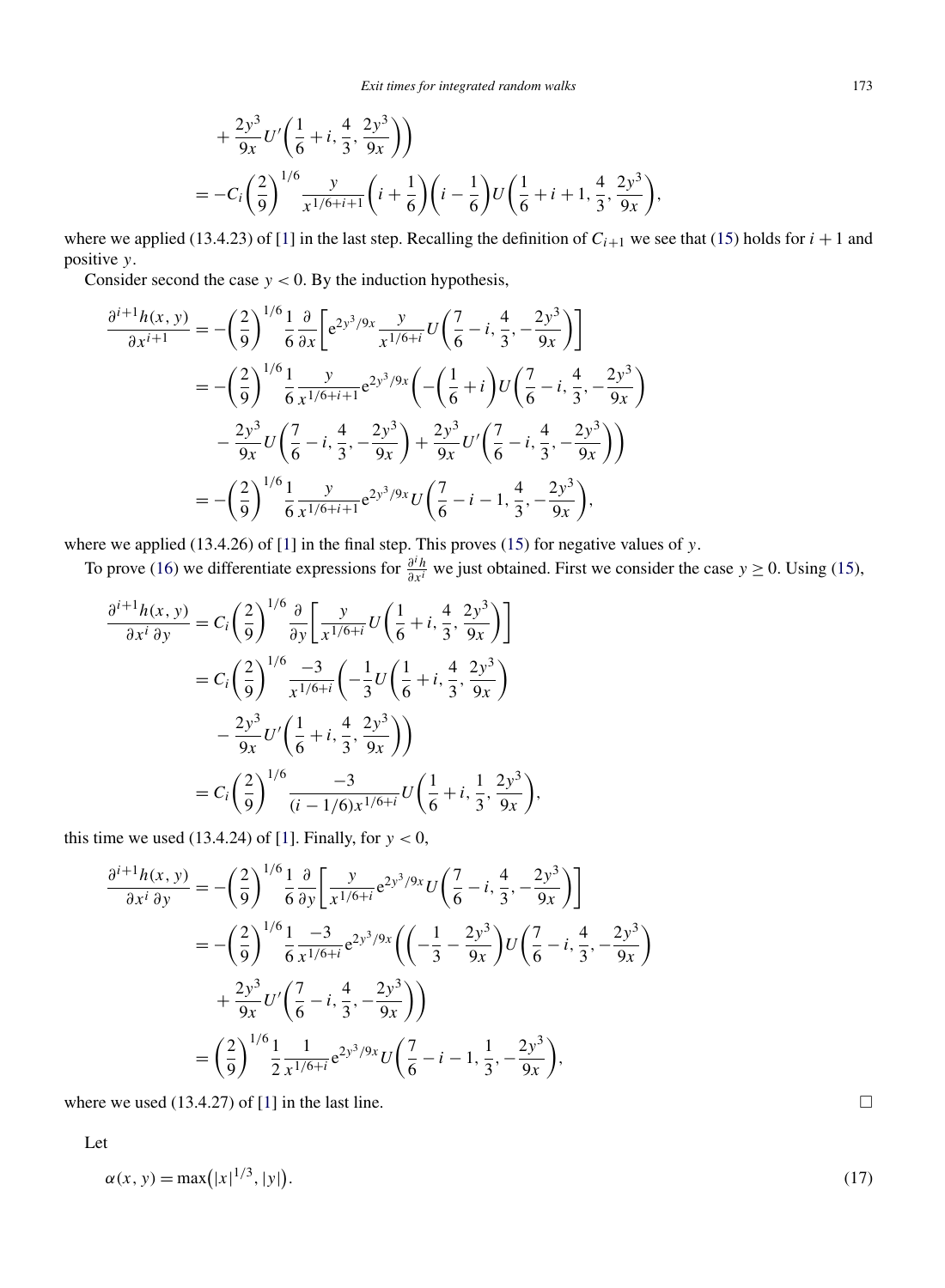$$
\left. + \frac{2y^3}{9x} U'\left(\frac{1}{6} + i, \frac{4}{3}, \frac{2y^3}{9x}\right)\right)
$$

$$
= -C_i \left(\frac{2}{9}\right)^{1/6} \frac{y}{x^{1/6+i+1}} \left(i + \frac{1}{6}\right)\left(i - \frac{1}{6}\right) U\left(\frac{1}{6} + i + 1, \frac{4}{3}, \frac{2y^3}{9x}\right),
$$

where we applied (13.4.23) of [1] in the last step. Recalling the definition of $C_{i+1}$ we see that (15) holds for $i+1$ and positive $y$.

Consider second the case $y < 0$. By the induction hypothesis,

$$
\begin{aligned}
\frac{\partial^{i+1} h(x,y)}{\partial x^{i+1}} &= -\left(\frac{2}{9}\right)^{1/6} \frac{1}{6} \frac{\partial}{\partial x}\left[ e^{2y^3/9x} \frac{y}{x^{1/6+i}} U\left(\frac{7}{6} - i, \frac{4}{3}, -\frac{2y^3}{9x}\right)\right] \\
&= -\left(\frac{2}{9}\right)^{1/6} \frac{1}{6} \frac{y}{x^{1/6+i+1}} e^{2y^3/9x} \left( -\left(\frac{1}{6} + i\right) U\left(\frac{7}{6} - i, \frac{4}{3}, -\frac{2y^3}{9x}\right)\right. \\
&\quad \left. - \frac{2y^3}{9x} U\left(\frac{7}{6} - i, \frac{4}{3}, -\frac{2y^3}{9x}\right) + \frac{2y^3}{9x} U'\left(\frac{7}{6} - i, \frac{4}{3}, -\frac{2y^3}{9x}\right)\right) \\
&= -\left(\frac{2}{9}\right)^{1/6} \frac{1}{6} \frac{y}{x^{1/6+i+1}} e^{2y^3/9x} U\left(\frac{7}{6} - i - 1, \frac{4}{3}, -\frac{2y^3}{9x}\right),
\end{aligned}
$$

where we applied (13.4.26) of [1] in the final step. This proves (15) for negative values of $y$.

To prove (16) we differentiate expressions for $\frac{\partial^i h}{\partial x^i}$ we just obtained. First we consider the case $y \ge 0$. Using (15),

$$
\begin{aligned}
\frac{\partial^{i+1} h(x,y)}{\partial x^i \, \partial y} &= C_i \left(\frac{2}{9}\right)^{1/6} \frac{\partial}{\partial y}\left[ \frac{y}{x^{1/6+i}} U\left(\frac{1}{6} + i, \frac{4}{3}, \frac{2y^3}{9x}\right)\right] \\
&= C_i \left(\frac{2}{9}\right)^{1/6} \frac{-3}{x^{1/6+i}} \left( -\frac{1}{3} U\left(\frac{1}{6} + i, \frac{4}{3}, \frac{2y^3}{9x}\right)\right. \\
&\quad \left. - \frac{2y^3}{9x} U'\left(\frac{1}{6} + i, \frac{4}{3}, \frac{2y^3}{9x}\right)\right) \\
&= C_i \left(\frac{2}{9}\right)^{1/6} \frac{-3}{(i - 1/6) x^{1/6+i}} U\left(\frac{1}{6} + i, \frac{1}{3}, \frac{2y^3}{9x}\right),
\end{aligned}
$$

this time we used (13.4.24) of [1]. Finally, for $y < 0$,

$$
\begin{aligned}
\frac{\partial^{i+1} h(x,y)}{\partial x^i \, \partial y} &= -\left(\frac{2}{9}\right)^{1/6} \frac{1}{6} \frac{\partial}{\partial y}\left[ \frac{y}{x^{1/6+i}} e^{2y^3/9x} U\left(\frac{7}{6} - i, \frac{4}{3}, -\frac{2y^3}{9x}\right)\right] \\
&= -\left(\frac{2}{9}\right)^{1/6} \frac{1}{6} \frac{-3}{x^{1/6+i}} e^{2y^3/9x} \left( \left( -\frac{1}{3} - \frac{2y^3}{9x}\right) U\left(\frac{7}{6} - i, \frac{4}{3}, -\frac{2y^3}{9x}\right)\right. \\
&\quad \left. + \frac{2y^3}{9x} U'\left(\frac{7}{6} - i, \frac{4}{3}, -\frac{2y^3}{9x}\right)\right) \\
&= \left(\frac{2}{9}\right)^{1/6} \frac{1}{2} \frac{1}{x^{1/6+i}} e^{2y^3/9x} U\left(\frac{7}{6} - i - 1, \frac{1}{3}, -\frac{2y^3}{9x}\right),
\end{aligned}
$$

where we used (13.4.27) of [1] in the last line. □

Let

$$
\alpha(x,y) = \max\left(|x|^{1/3}, |y|\right). \tag{17}
$$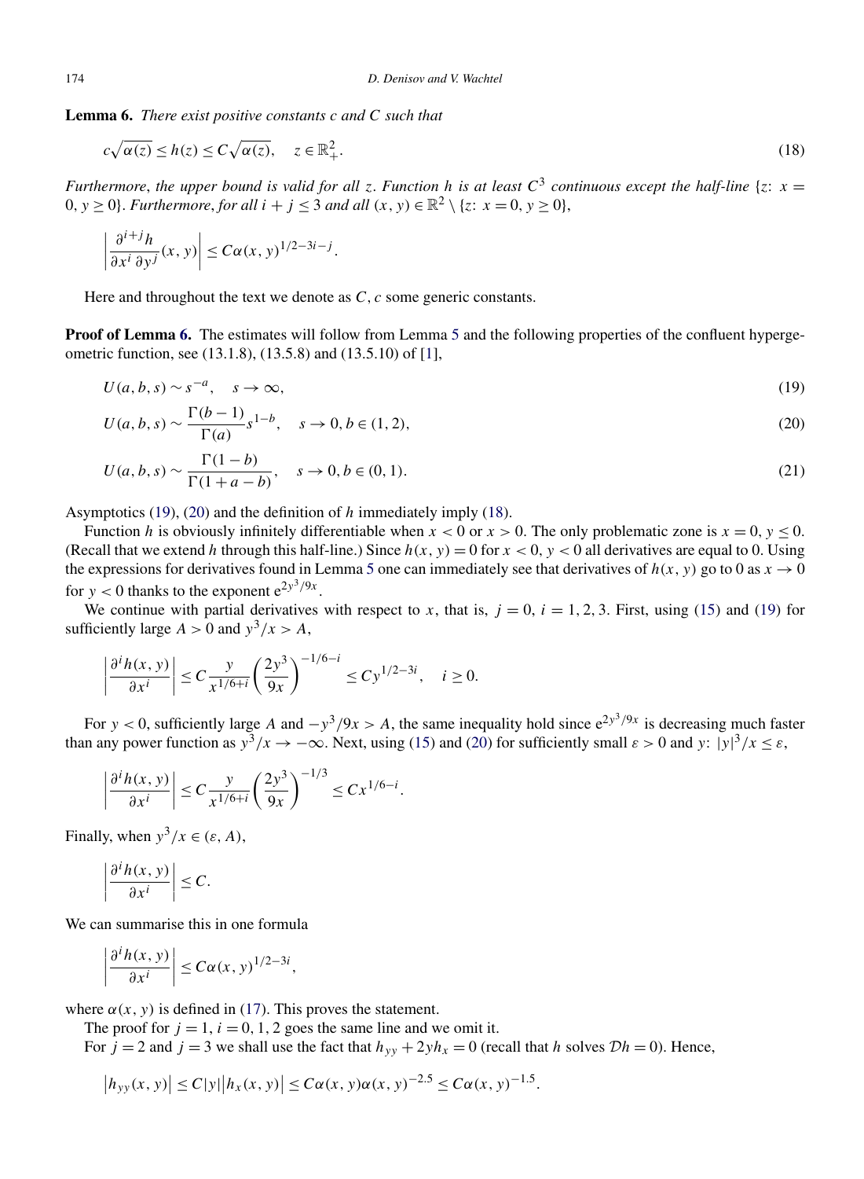**Lemma 6.** *There exist positive constants $c$ and $C$ such that*

$$c\sqrt{\alpha(z)} \le h(z) \le C\sqrt{\alpha(z)}, \quad z \in \mathbb{R}_+^2. \tag{18}$$

*Furthermore, the upper bound is valid for all $z$. Function $h$ is at least $C^3$ continuous except the half-line $\{z\colon x = 0, y \ge 0\}$. Furthermore, for all $i + j \le 3$ and all $(x, y) \in \mathbb{R}^2 \setminus \{z\colon x = 0, y \ge 0\}$,*

$$\left|\frac{\partial^{i+j} h}{\partial x^i \partial y^j}(x, y)\right| \le C\alpha(x, y)^{1/2-3i-j}.$$

Here and throughout the text we denote as $C, c$ some generic constants.

**Proof of Lemma 6.** The estimates will follow from Lemma 5 and the following properties of the confluent hypergeometric function, see (13.1.8), (13.5.8) and (13.5.10) of [1],

$$U(a, b, s) \sim s^{-a}, \quad s \to \infty, \tag{19}$$

$$U(a, b, s) \sim \frac{\Gamma(b-1)}{\Gamma(a)} s^{1-b}, \quad s \to 0, b \in (1, 2), \tag{20}$$

$$U(a, b, s) \sim \frac{\Gamma(1-b)}{\Gamma(1+a-b)}, \quad s \to 0, b \in (0, 1). \tag{21}$$

Asymptotics (19), (20) and the definition of $h$ immediately imply (18).

Function $h$ is obviously infinitely differentiable when $x < 0$ or $x > 0$. The only problematic zone is $x = 0$, $y \le 0$. (Recall that we extend $h$ through this half-line.) Since $h(x, y) = 0$ for $x < 0$, $y < 0$ all derivatives are equal to 0. Using the expressions for derivatives found in Lemma 5 one can immediately see that derivatives of $h(x, y)$ go to 0 as $x \to 0$ for $y < 0$ thanks to the exponent $e^{2y^3/9x}$.

We continue with partial derivatives with respect to $x$, that is, $j = 0$, $i = 1, 2, 3$. First, using (15) and (19) for sufficiently large $A > 0$ and $y^3/x > A$,

$$\left|\frac{\partial^i h(x, y)}{\partial x^i}\right| \le C\frac{y}{x^{1/6+i}}\left(\frac{2y^3}{9x}\right)^{-1/6-i} \le Cy^{1/2-3i}, \quad i \ge 0.$$

For $y < 0$, sufficiently large $A$ and $-y^3/9x > A$, the same inequality hold since $e^{2y^3/9x}$ is decreasing much faster than any power function as $y^3/x \to -\infty$. Next, using (15) and (20) for sufficiently small $\varepsilon > 0$ and $y\colon |y|^3/x \le \varepsilon$,

$$\left|\frac{\partial^i h(x, y)}{\partial x^i}\right| \le C\frac{y}{x^{1/6+i}}\left(\frac{2y^3}{9x}\right)^{-1/3} \le Cx^{1/6-i}.$$

Finally, when $y^3/x \in (\varepsilon, A)$,

$$\left|\frac{\partial^i h(x, y)}{\partial x^i}\right| \le C.$$

We can summarise this in one formula

$$\left|\frac{\partial^i h(x, y)}{\partial x^i}\right| \le C\alpha(x, y)^{1/2-3i},$$

where $\alpha(x, y)$ is defined in (17). This proves the statement.

The proof for $j = 1$, $i = 0, 1, 2$ goes the same line and we omit it.

For $j = 2$ and $j = 3$ we shall use the fact that $h_{yy} + 2yh_x = 0$ (recall that $h$ solves $\mathcal{D}h = 0$). Hence,

$$|h_{yy}(x, y)| \le C|y||h_x(x, y)| \le C\alpha(x, y)\alpha(x, y)^{-2.5} \le C\alpha(x, y)^{-1.5}.$$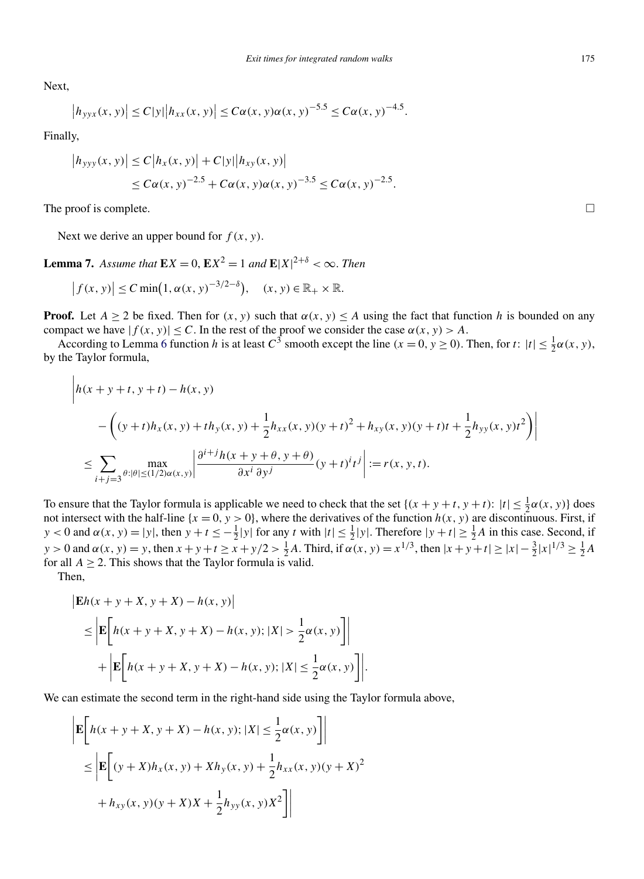Next,

$$\left|h_{yyx}(x,y)\right| \le C|y|\left|h_{xx}(x,y)\right| \le C\alpha(x,y)\alpha(x,y)^{-5.5} \le C\alpha(x,y)^{-4.5}.$$

Finally,

$$\begin{aligned}
\left|h_{yyy}(x,y)\right| &\le C\left|h_x(x,y)\right| + C|y|\left|h_{xy}(x,y)\right| \\
&\le C\alpha(x,y)^{-2.5} + C\alpha(x,y)\alpha(x,y)^{-3.5} \le C\alpha(x,y)^{-2.5}.
\end{aligned}$$

The proof is complete. □

Next we derive an upper bound for $f(x,y)$.

**Lemma 7.** *Assume that* $\mathbf{E}X = 0$, $\mathbf{E}X^2 = 1$ *and* $\mathbf{E}|X|^{2+\delta} < \infty$. *Then*

$$\left|f(x,y)\right| \le C\min\bigl(1, \alpha(x,y)^{-3/2-\delta}\bigr), \quad (x,y) \in \mathbb{R}_+ \times \mathbb{R}.$$

**Proof.** Let $A \ge 2$ be fixed. Then for $(x,y)$ such that $\alpha(x,y) \le A$ using the fact that function $h$ is bounded on any compact we have $|f(x,y)| \le C$. In the rest of the proof we consider the case $\alpha(x,y) > A$.

According to Lemma 6 function $h$ is at least $C^3$ smooth except the line $(x=0, y \ge 0)$. Then, for $t$: $|t| \le \frac{1}{2}\alpha(x,y)$, by the Taylor formula,

$$\begin{aligned}
&\Biggl|h(x+y+t, y+t) - h(x,y) \\
&\quad - \left((y+t)h_x(x,y) + th_y(x,y) + \frac{1}{2}h_{xx}(x,y)(y+t)^2 + h_{xy}(x,y)(y+t)t + \frac{1}{2}h_{yy}(x,y)t^2\right)\Biggr| \\
&\le \sum_{i+j=3} \max_{\theta:|\theta| \le (1/2)\alpha(x,y)} \left|\frac{\partial^{i+j}h(x+y+\theta, y+\theta)}{\partial x^i\, \partial y^j}(y+t)^i t^j\right| := r(x,y,t).
\end{aligned}$$

To ensure that the Taylor formula is applicable we need to check that the set $\{(x+y+t, y+t)\colon |t| \le \frac{1}{2}\alpha(x,y)\}$ does not intersect with the half-line $\{x=0, y>0\}$, where the derivatives of the function $h(x,y)$ are discontinuous. First, if $y<0$ and $\alpha(x,y) = |y|$, then $y+t \le -\frac{1}{2}|y|$ for any $t$ with $|t| \le \frac{1}{2}|y|$. Therefore $|y+t| \ge \frac{1}{2}A$ in this case. Second, if $y>0$ and $\alpha(x,y) = y$, then $x+y+t \ge x+y/2 > \frac{1}{2}A$. Third, if $\alpha(x,y) = x^{1/3}$, then $|x+y+t| \ge |x| - \frac{3}{2}|x|^{1/3} \ge \frac{1}{2}A$ for all $A \ge 2$. This shows that the Taylor formula is valid.

Then,

$$\begin{aligned}
&\left|\mathbf{E}h(x+y+X, y+X) - h(x,y)\right| \\
&\le \left|\mathbf{E}\left[h(x+y+X, y+X) - h(x,y); |X| > \frac{1}{2}\alpha(x,y)\right]\right| \\
&\quad + \left|\mathbf{E}\left[h(x+y+X, y+X) - h(x,y); |X| \le \frac{1}{2}\alpha(x,y)\right]\right|.
\end{aligned}$$

We can estimate the second term in the right-hand side using the Taylor formula above,

$$\begin{aligned}
&\left|\mathbf{E}\left[h(x+y+X, y+X) - h(x,y); |X| \le \frac{1}{2}\alpha(x,y)\right]\right| \\
&\le \Biggl|\mathbf{E}\biggl[(y+X)h_x(x,y) + Xh_y(x,y) + \frac{1}{2}h_{xx}(x,y)(y+X)^2 \\
&\quad + h_{xy}(x,y)(y+X)X + \frac{1}{2}h_{yy}(x,y)X^2\biggr]\Biggr|
\end{aligned}$$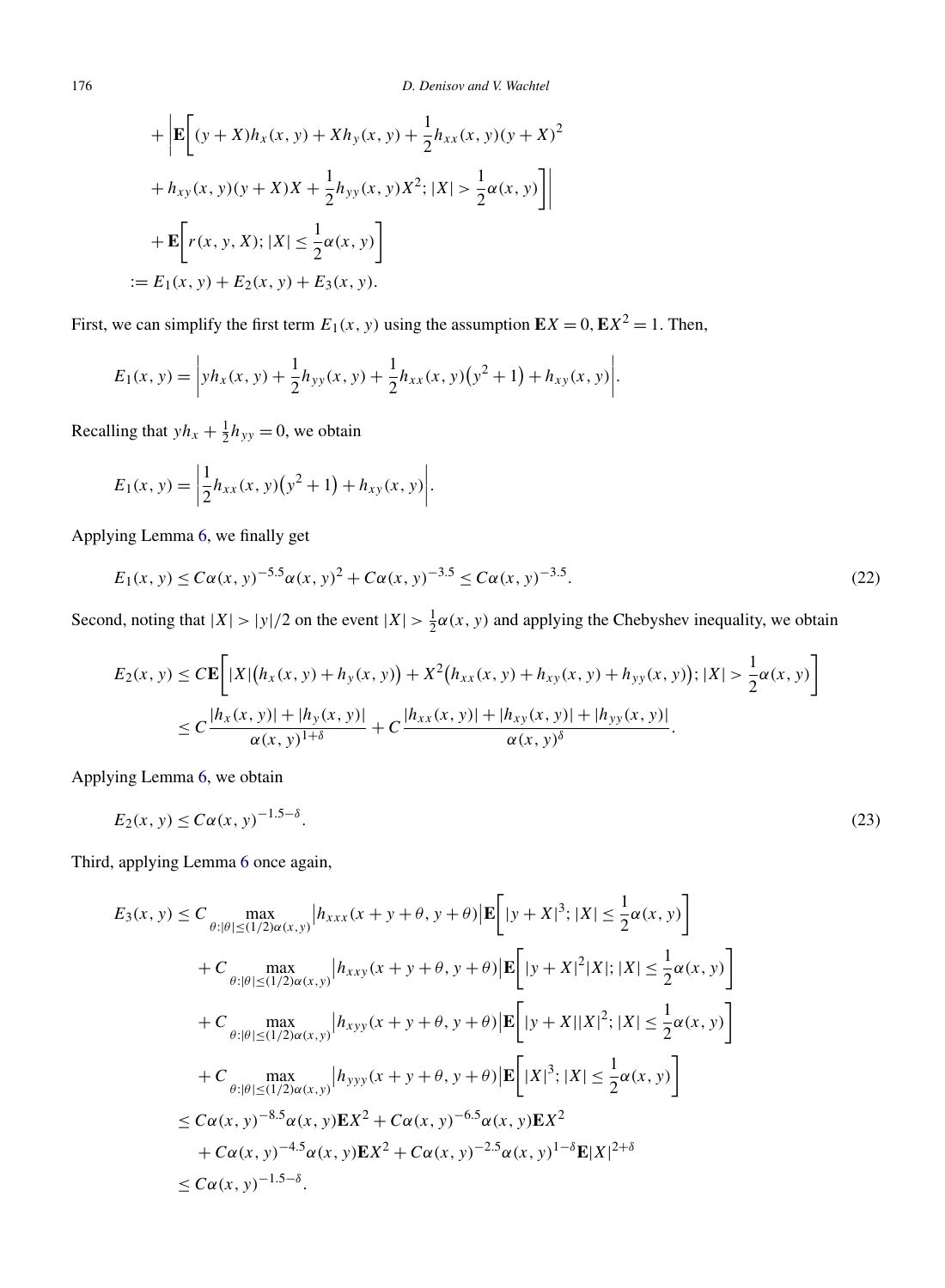$$
\begin{aligned}
&+ \left| \mathbf{E}\left[ (y+X)h_x(x,y) + Xh_y(x,y) + \frac{1}{2}h_{xx}(x,y)(y+X)^2 \right.\right. \\
&\left.\left. + h_{xy}(x,y)(y+X)X + \frac{1}{2}h_{yy}(x,y)X^2; |X| > \frac{1}{2}\alpha(x,y) \right] \right| \\
&+ \mathbf{E}\left[ r(x,y,X); |X| \le \frac{1}{2}\alpha(x,y) \right] \\
&:= E_1(x,y) + E_2(x,y) + E_3(x,y).
\end{aligned}
$$

First, we can simplify the first term $E_1(x,y)$ using the assumption $\mathbf{E}X = 0, \mathbf{E}X^2 = 1$. Then,

$$
E_1(x,y) = \left| yh_x(x,y) + \frac{1}{2}h_{yy}(x,y) + \frac{1}{2}h_{xx}(x,y)\big(y^2+1\big) + h_{xy}(x,y) \right|.
$$

Recalling that $yh_x + \frac{1}{2}h_{yy} = 0$, we obtain

$$
E_1(x,y) = \left| \frac{1}{2}h_{xx}(x,y)\big(y^2+1\big) + h_{xy}(x,y) \right|.
$$

Applying Lemma 6, we finally get

$$
E_1(x,y) \le C\alpha(x,y)^{-5.5}\alpha(x,y)^2 + C\alpha(x,y)^{-3.5} \le C\alpha(x,y)^{-3.5}. \tag{22}
$$

Second, noting that $|X| > |y|/2$ on the event $|X| > \frac{1}{2}\alpha(x,y)$ and applying the Chebyshev inequality, we obtain

$$
\begin{aligned}
E_2(x,y) &\le C\mathbf{E}\left[ |X|\big(h_x(x,y) + h_y(x,y)\big) + X^2\big(h_{xx}(x,y) + h_{xy}(x,y) + h_{yy}(x,y)\big); |X| > \frac{1}{2}\alpha(x,y) \right] \\
&\le C\frac{|h_x(x,y)| + |h_y(x,y)|}{\alpha(x,y)^{1+\delta}} + C\frac{|h_{xx}(x,y)| + |h_{xy}(x,y)| + |h_{yy}(x,y)|}{\alpha(x,y)^{\delta}}.
\end{aligned}
$$

Applying Lemma 6, we obtain

$$
E_2(x,y) \le C\alpha(x,y)^{-1.5-\delta}. \tag{23}
$$

Third, applying Lemma 6 once again,

$$
\begin{aligned}
E_3(x,y) &\le C \max_{\theta:|\theta|\le(1/2)\alpha(x,y)} \big|h_{xxx}(x+y+\theta, y+\theta)\big| \mathbf{E}\left[ |y+X|^3; |X| \le \frac{1}{2}\alpha(x,y) \right] \\
&+ C \max_{\theta:|\theta|\le(1/2)\alpha(x,y)} \big|h_{xxy}(x+y+\theta, y+\theta)\big| \mathbf{E}\left[ |y+X|^2|X|; |X| \le \frac{1}{2}\alpha(x,y) \right] \\
&+ C \max_{\theta:|\theta|\le(1/2)\alpha(x,y)} \big|h_{xyy}(x+y+\theta, y+\theta)\big| \mathbf{E}\left[ |y+X||X|^2; |X| \le \frac{1}{2}\alpha(x,y) \right] \\
&+ C \max_{\theta:|\theta|\le(1/2)\alpha(x,y)} \big|h_{yyy}(x+y+\theta, y+\theta)\big| \mathbf{E}\left[ |X|^3; |X| \le \frac{1}{2}\alpha(x,y) \right] \\
&\le C\alpha(x,y)^{-8.5}\alpha(x,y)\mathbf{E}X^2 + C\alpha(x,y)^{-6.5}\alpha(x,y)\mathbf{E}X^2 \\
&+ C\alpha(x,y)^{-4.5}\alpha(x,y)\mathbf{E}X^2 + C\alpha(x,y)^{-2.5}\alpha(x,y)^{1-\delta}\mathbf{E}|X|^{2+\delta} \\
&\le C\alpha(x,y)^{-1.5-\delta}.
\end{aligned}
$$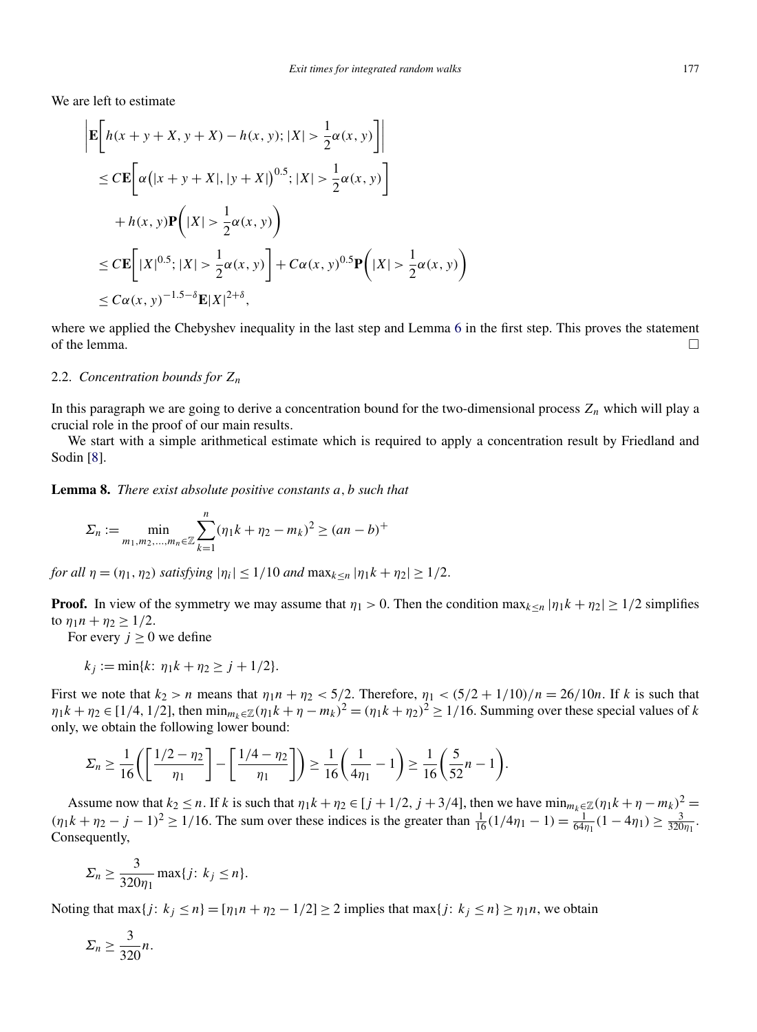We are left to estimate

$$
\begin{aligned}
&\left|\mathbf{E}\left[h(x+y+X, y+X) - h(x, y); |X| > \frac{1}{2}\alpha(x, y)\right]\right| \\
&\quad \le C\mathbf{E}\left[\alpha\left(|x+y+X|, |y+X|\right)^{0.5}; |X| > \frac{1}{2}\alpha(x, y)\right] \\
&\qquad + h(x, y)\mathbf{P}\left(|X| > \frac{1}{2}\alpha(x, y)\right) \\
&\quad \le C\mathbf{E}\left[|X|^{0.5}; |X| > \frac{1}{2}\alpha(x, y)\right] + C\alpha(x, y)^{0.5}\mathbf{P}\left(|X| > \frac{1}{2}\alpha(x, y)\right) \\
&\quad \le C\alpha(x, y)^{-1.5-\delta}\mathbf{E}|X|^{2+\delta},
\end{aligned}
$$

where we applied the Chebyshev inequality in the last step and Lemma 6 in the first step. This proves the statement of the lemma. $\square$

### 2.2. *Concentration bounds for $Z_n$*

In this paragraph we are going to derive a concentration bound for the two-dimensional process $Z_n$ which will play a crucial role in the proof of our main results.

We start with a simple arithmetical estimate which is required to apply a concentration result by Friedland and Sodin [8].

**Lemma 8.** *There exist absolute positive constants $a, b$ such that*

$$
\Sigma_n := \min_{m_1, m_2, \dots, m_n \in \mathbb{Z}} \sum_{k=1}^{n} (\eta_1 k + \eta_2 - m_k)^2 \ge (an - b)^+
$$

*for all $\eta = (\eta_1, \eta_2)$ satisfying $|\eta_i| \le 1/10$ and $\max_{k \le n} |\eta_1 k + \eta_2| \ge 1/2$.*

**Proof.** In view of the symmetry we may assume that $\eta_1 > 0$. Then the condition $\max_{k \le n} |\eta_1 k + \eta_2| \ge 1/2$ simplifies to $\eta_1 n + \eta_2 \ge 1/2$.

For every $j \ge 0$ we define

$$
k_j := \min\{k \colon \eta_1 k + \eta_2 \ge j + 1/2\}.
$$

First we note that $k_2 > n$ means that $\eta_1 n + \eta_2 < 5/2$. Therefore, $\eta_1 < (5/2 + 1/10)/n = 26/10n$. If $k$ is such that $\eta_1 k + \eta_2 \in [1/4, 1/2]$, then $\min_{m_k \in \mathbb{Z}} (\eta_1 k + \eta - m_k)^2 = (\eta_1 k + \eta_2)^2 \ge 1/16$. Summing over these special values of $k$ only, we obtain the following lower bound:

$$
\Sigma_n \ge \frac{1}{16}\left(\left[\frac{1/2 - \eta_2}{\eta_1}\right] - \left[\frac{1/4 - \eta_2}{\eta_1}\right]\right) \ge \frac{1}{16}\left(\frac{1}{4\eta_1} - 1\right) \ge \frac{1}{16}\left(\frac{5}{52}n - 1\right).
$$

Assume now that $k_2 \le n$. If $k$ is such that $\eta_1 k + \eta_2 \in [j + 1/2, j + 3/4]$, then we have $\min_{m_k \in \mathbb{Z}} (\eta_1 k + \eta - m_k)^2 = (\eta_1 k + \eta_2 - j - 1)^2 \ge 1/16$. The sum over these indices is the greater than $\frac{1}{16}(1/4\eta_1 - 1) = \frac{1}{64\eta_1}(1 - 4\eta_1) \ge \frac{3}{320\eta_1}$. Consequently,

$$
\Sigma_n \ge \frac{3}{320\eta_1} \max\{j \colon k_j \le n\}.
$$

Noting that $\max\{j \colon k_j \le n\} = [\eta_1 n + \eta_2 - 1/2] \ge 2$ implies that $\max\{j \colon k_j \le n\} \ge \eta_1 n$, we obtain

$$
\Sigma_n \ge \frac{3}{320} n.
$$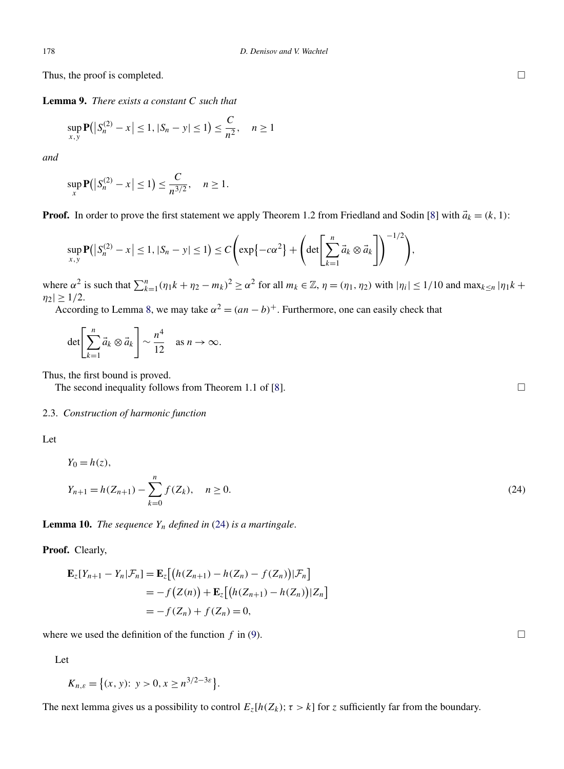Thus, the proof is completed. □

**Lemma 9.** *There exists a constant $C$ such that*

$$\sup_{x,y} \mathbf{P}\big(\big|S_n^{(2)} - x\big| \le 1, |S_n - y| \le 1\big) \le \frac{C}{n^2}, \quad n \ge 1$$

*and*

$$\sup_{x} \mathbf{P}\big(\big|S_n^{(2)} - x\big| \le 1\big) \le \frac{C}{n^{3/2}}, \quad n \ge 1.$$

**Proof.** In order to prove the first statement we apply Theorem 1.2 from Friedland and Sodin [8] with $\vec{a}_k = (k, 1)$:

$$\sup_{x,y} \mathbf{P}\big(\big|S_n^{(2)} - x\big| \le 1, |S_n - y| \le 1\big) \le C\left(\exp\{-c\alpha^2\} + \left(\det\left[\sum_{k=1}^n \vec{a}_k \otimes \vec{a}_k\right]\right)^{-1/2}\right),$$

where $\alpha^2$ is such that $\sum_{k=1}^n (\eta_1 k + \eta_2 - m_k)^2 \ge \alpha^2$ for all $m_k \in \mathbb{Z}$, $\eta = (\eta_1, \eta_2)$ with $|\eta_i| \le 1/10$ and $\max_{k \le n} |\eta_1 k + \eta_2| \ge 1/2$.

According to Lemma 8, we may take $\alpha^2 = (an - b)^+$. Furthermore, one can easily check that

$$\det\left[\sum_{k=1}^n \vec{a}_k \otimes \vec{a}_k\right] \sim \frac{n^4}{12} \quad \text{as } n \to \infty.$$

Thus, the first bound is proved.

The second inequality follows from Theorem 1.1 of [8]. □

### 2.3. *Construction of harmonic function*

Let

$$\begin{aligned}
Y_0 &= h(z), \\
Y_{n+1} &= h(Z_{n+1}) - \sum_{k=0}^n f(Z_k), \quad n \ge 0.
\end{aligned} \tag{24}$$

**Lemma 10.** *The sequence $Y_n$ defined in* (24) *is a martingale.*

**Proof.** Clearly,

$$\begin{aligned}
\mathbf{E}_z[Y_{n+1} - Y_n | \mathcal{F}_n] &= \mathbf{E}_z\big[\big(h(Z_{n+1}) - h(Z_n) - f(Z_n)\big)|\mathcal{F}_n\big] \\
&= -f\big(Z(n)\big) + \mathbf{E}_z\big[\big(h(Z_{n+1}) - h(Z_n)\big)|Z_n\big] \\
&= -f(Z_n) + f(Z_n) = 0,
\end{aligned}$$

where we used the definition of the function $f$ in (9). □

Let

$$K_{n,\varepsilon} = \big\{(x, y)\colon\ y > 0, x \ge n^{3/2 - 3\varepsilon}\big\}.$$

The next lemma gives us a possibility to control $E_z[h(Z_k); \tau > k]$ for $z$ sufficiently far from the boundary.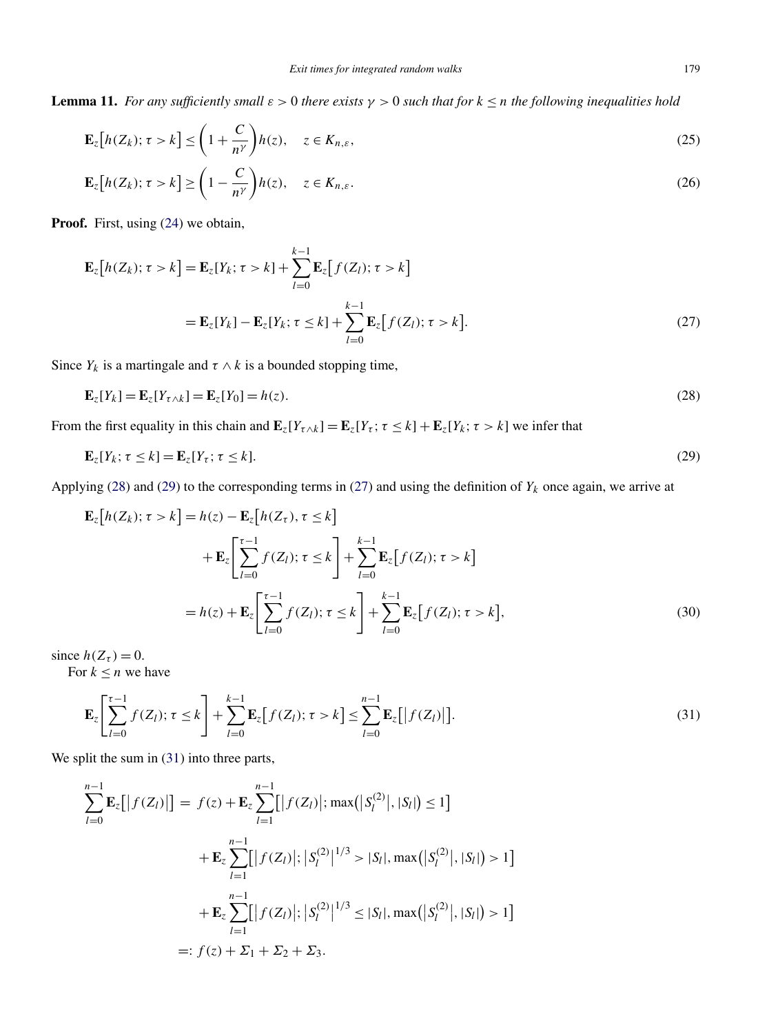**Lemma 11.** *For any sufficiently small $\varepsilon > 0$ there exists $\gamma > 0$ such that for $k \le n$ the following inequalities hold*

$$\mathbf{E}_z\big[h(Z_k); \tau > k\big] \le \left(1 + \frac{C}{n^\gamma}\right) h(z), \quad z \in K_{n,\varepsilon}, \tag{25}$$

$$\mathbf{E}_z\big[h(Z_k); \tau > k\big] \ge \left(1 - \frac{C}{n^\gamma}\right) h(z), \quad z \in K_{n,\varepsilon}. \tag{26}$$

**Proof.** First, using (24) we obtain,

$$\begin{aligned}
\mathbf{E}_z\big[h(Z_k); \tau > k\big] &= \mathbf{E}_z[Y_k; \tau > k] + \sum_{l=0}^{k-1} \mathbf{E}_z\big[f(Z_l); \tau > k\big] \\
&= \mathbf{E}_z[Y_k] - \mathbf{E}_z[Y_k; \tau \le k] + \sum_{l=0}^{k-1} \mathbf{E}_z\big[f(Z_l); \tau > k\big].
\end{aligned} \tag{27}$$

Since $Y_k$ is a martingale and $\tau \wedge k$ is a bounded stopping time,

$$\mathbf{E}_z[Y_k] = \mathbf{E}_z[Y_{\tau\wedge k}] = \mathbf{E}_z[Y_0] = h(z). \tag{28}$$

From the first equality in this chain and $\mathbf{E}_z[Y_{\tau\wedge k}] = \mathbf{E}_z[Y_\tau; \tau \le k] + \mathbf{E}_z[Y_k; \tau > k]$ we infer that

$$\mathbf{E}_z[Y_k; \tau \le k] = \mathbf{E}_z[Y_\tau; \tau \le k]. \tag{29}$$

Applying (28) and (29) to the corresponding terms in (27) and using the definition of $Y_k$ once again, we arrive at

$$\begin{aligned}
\mathbf{E}_z\big[h(Z_k); \tau > k\big] &= h(z) - \mathbf{E}_z\big[h(Z_\tau), \tau \le k\big] \\
&\quad + \mathbf{E}_z\left[\sum_{l=0}^{\tau-1} f(Z_l); \tau \le k\right] + \sum_{l=0}^{k-1} \mathbf{E}_z\big[f(Z_l); \tau > k\big] \\
&= h(z) + \mathbf{E}_z\left[\sum_{l=0}^{\tau-1} f(Z_l); \tau \le k\right] + \sum_{l=0}^{k-1} \mathbf{E}_z\big[f(Z_l); \tau > k\big],
\end{aligned} \tag{30}$$

since $h(Z_\tau) = 0$.

For $k \le n$ we have

$$\mathbf{E}_z\left[\sum_{l=0}^{\tau-1} f(Z_l); \tau \le k\right] + \sum_{l=0}^{k-1} \mathbf{E}_z\big[f(Z_l); \tau > k\big] \le \sum_{l=0}^{n-1} \mathbf{E}_z\big[\big|f(Z_l)\big|\big]. \tag{31}$$

We split the sum in (31) into three parts,

$$\begin{aligned}
\sum_{l=0}^{n-1} \mathbf{E}_z\big[\big|f(Z_l)\big|\big] &= f(z) + \mathbf{E}_z \sum_{l=1}^{n-1} \big[\big|f(Z_l)\big|; \max\big(\big|S_l^{(2)}\big|, |S_l|\big) \le 1\big] \\
&\quad + \mathbf{E}_z \sum_{l=1}^{n-1} \big[\big|f(Z_l)\big|; \big|S_l^{(2)}\big|^{1/3} > |S_l|, \max\big(\big|S_l^{(2)}\big|, |S_l|\big) > 1\big] \\
&\quad + \mathbf{E}_z \sum_{l=1}^{n-1} \big[\big|f(Z_l)\big|; \big|S_l^{(2)}\big|^{1/3} \le |S_l|, \max\big(\big|S_l^{(2)}\big|, |S_l|\big) > 1\big] \\
&=: f(z) + \Sigma_1 + \Sigma_2 + \Sigma_3.
\end{aligned}$$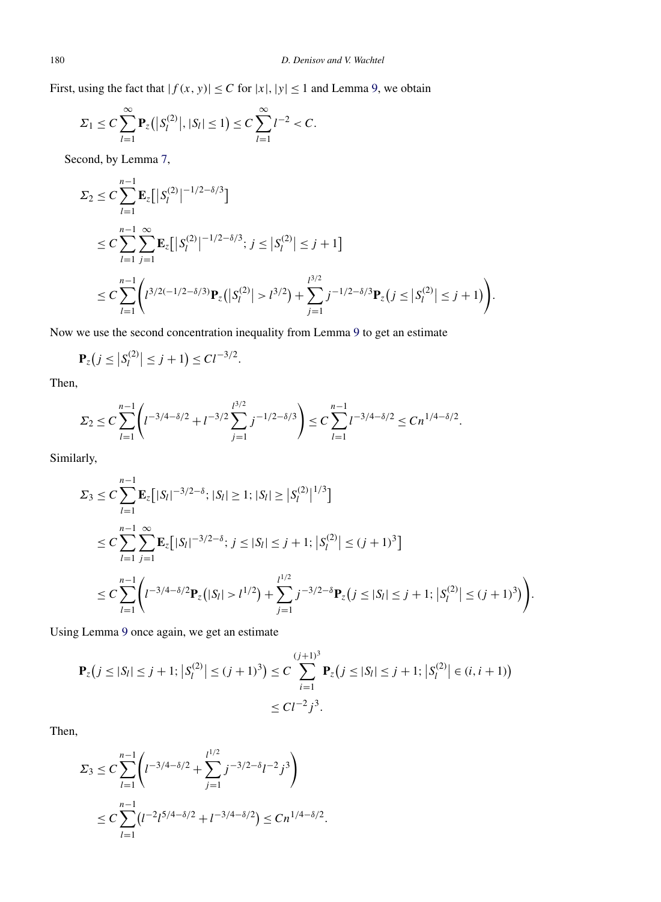First, using the fact that $|f(x,y)| \le C$ for $|x|, |y| \le 1$ and Lemma 9, we obtain

$$\Sigma_1 \le C \sum_{l=1}^{\infty} \mathbf{P}_z\big(\big|S_l^{(2)}\big|, |S_l| \le 1\big) \le C \sum_{l=1}^{\infty} l^{-2} < C.$$

Second, by Lemma 7,

$$\begin{aligned}
\Sigma_2 &\le C \sum_{l=1}^{n-1} \mathbf{E}_z\big[\big|S_l^{(2)}\big|^{-1/2-\delta/3}\big] \\
&\le C \sum_{l=1}^{n-1} \sum_{j=1}^{\infty} \mathbf{E}_z\big[\big|S_l^{(2)}\big|^{-1/2-\delta/3}; \ j \le \big|S_l^{(2)}\big| \le j+1\big] \\
&\le C \sum_{l=1}^{n-1} \left( l^{3/2(-1/2-\delta/3)} \mathbf{P}_z\big(\big|S_l^{(2)}\big| > l^{3/2}\big) + \sum_{j=1}^{l^{3/2}} j^{-1/2-\delta/3} \mathbf{P}_z\big(j \le \big|S_l^{(2)}\big| \le j+1\big) \right).
\end{aligned}$$

Now we use the second concentration inequality from Lemma 9 to get an estimate

$$\mathbf{P}_z\big(j \le \big|S_l^{(2)}\big| \le j+1\big) \le C l^{-3/2}.$$

Then,

$$\Sigma_2 \le C \sum_{l=1}^{n-1} \left( l^{-3/4-\delta/2} + l^{-3/2} \sum_{j=1}^{l^{3/2}} j^{-1/2-\delta/3} \right) \le C \sum_{l=1}^{n-1} l^{-3/4-\delta/2} \le C n^{1/4-\delta/2}.$$

Similarly,

$$\begin{aligned}
\Sigma_3 &\le C \sum_{l=1}^{n-1} \mathbf{E}_z\big[|S_l|^{-3/2-\delta}; \ |S_l| \ge 1; \ |S_l| \ge \big|S_l^{(2)}\big|^{1/3}\big] \\
&\le C \sum_{l=1}^{n-1} \sum_{j=1}^{\infty} \mathbf{E}_z\big[|S_l|^{-3/2-\delta}; \ j \le |S_l| \le j+1; \ \big|S_l^{(2)}\big| \le (j+1)^3\big] \\
&\le C \sum_{l=1}^{n-1} \left( l^{-3/4-\delta/2} \mathbf{P}_z\big(|S_l| > l^{1/2}\big) + \sum_{j=1}^{l^{1/2}} j^{-3/2-\delta} \mathbf{P}_z\big(j \le |S_l| \le j+1; \ \big|S_l^{(2)}\big| \le (j+1)^3\big) \right).
\end{aligned}$$

Using Lemma 9 once again, we get an estimate

$$\begin{aligned}
\mathbf{P}_z\big(j \le |S_l| \le j+1; \ \big|S_l^{(2)}\big| \le (j+1)^3\big) &\le C \sum_{i=1}^{(j+1)^3} \mathbf{P}_z\big(j \le |S_l| \le j+1; \ \big|S_l^{(2)}\big| \in (i, i+1)\big) \\
&\le C l^{-2} j^3.
\end{aligned}$$

Then,

$$\begin{aligned}
\Sigma_3 &\le C \sum_{l=1}^{n-1} \left( l^{-3/4-\delta/2} + \sum_{j=1}^{l^{1/2}} j^{-3/2-\delta} l^{-2} j^3 \right) \\
&\le C \sum_{l=1}^{n-1} \big( l^{-2} l^{5/4-\delta/2} + l^{-3/4-\delta/2} \big) \le C n^{1/4-\delta/2}.
\end{aligned}$$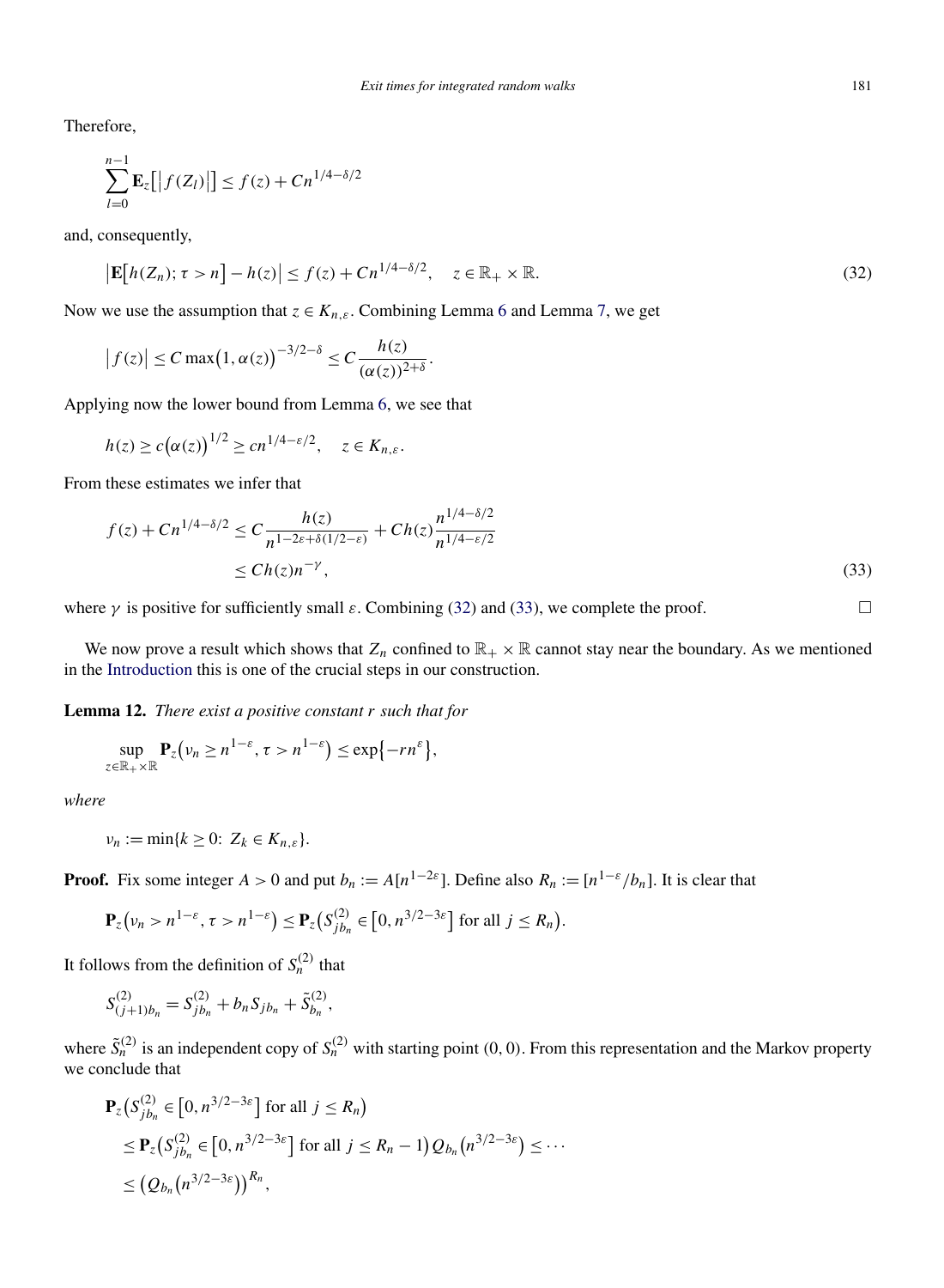Therefore,

$$\sum_{l=0}^{n-1} \mathbf{E}_z\big[\big|f(Z_l)\big|\big] \le f(z) + Cn^{1/4-\delta/2}$$

and, consequently,

$$\big|\mathbf{E}\big[h(Z_n); \tau > n\big] - h(z)\big| \le f(z) + Cn^{1/4-\delta/2}, \quad z \in \mathbb{R}_+ \times \mathbb{R}. \tag{32}$$

Now we use the assumption that $z \in K_{n,\varepsilon}$. Combining Lemma 6 and Lemma 7, we get

$$\big|f(z)\big| \le C \max\big(1, \alpha(z)\big)^{-3/2-\delta} \le C \frac{h(z)}{(\alpha(z))^{2+\delta}}.$$

Applying now the lower bound from Lemma 6, we see that

$$h(z) \ge c\big(\alpha(z)\big)^{1/2} \ge cn^{1/4-\varepsilon/2}, \quad z \in K_{n,\varepsilon}.$$

From these estimates we infer that

$$\begin{aligned} f(z) + Cn^{1/4-\delta/2} &\le C \frac{h(z)}{n^{1-2\varepsilon+\delta(1/2-\varepsilon)}} + Ch(z)\frac{n^{1/4-\delta/2}}{n^{1/4-\varepsilon/2}} \\ &\le Ch(z)n^{-\gamma}, \end{aligned} \tag{33}$$

where $\gamma$ is positive for sufficiently small $\varepsilon$. Combining (32) and (33), we complete the proof. $\square$

We now prove a result which shows that $Z_n$ confined to $\mathbb{R}_+ \times \mathbb{R}$ cannot stay near the boundary. As we mentioned in the Introduction this is one of the crucial steps in our construction.

**Lemma 12.** *There exist a positive constant $r$ such that for*

$$\sup_{z \in \mathbb{R}_+ \times \mathbb{R}} \mathbf{P}_z\big(\nu_n \ge n^{1-\varepsilon}, \tau > n^{1-\varepsilon}\big) \le \exp\big\{-rn^{\varepsilon}\big\},$$

*where*

$$\nu_n := \min\{k \ge 0: Z_k \in K_{n,\varepsilon}\}.$$

**Proof.** Fix some integer $A > 0$ and put $b_n := A[n^{1-2\varepsilon}]$. Define also $R_n := [n^{1-\varepsilon}/b_n]$. It is clear that

$$\mathbf{P}_z\big(\nu_n > n^{1-\varepsilon}, \tau > n^{1-\varepsilon}\big) \le \mathbf{P}_z\big(S_{jb_n}^{(2)} \in \big[0, n^{3/2-3\varepsilon}\big] \text{ for all } j \le R_n\big).$$

It follows from the definition of $S_n^{(2)}$ that

$$S_{(j+1)b_n}^{(2)} = S_{jb_n}^{(2)} + b_n S_{jb_n} + \tilde{S}_{b_n}^{(2)},$$

where $\tilde{S}_n^{(2)}$ is an independent copy of $S_n^{(2)}$ with starting point $(0,0)$. From this representation and the Markov property we conclude that

$$\begin{aligned} &\mathbf{P}_z\big(S_{jb_n}^{(2)} \in \big[0, n^{3/2-3\varepsilon}\big] \text{ for all } j \le R_n\big) \\ &\quad \le \mathbf{P}_z\big(S_{jb_n}^{(2)} \in \big[0, n^{3/2-3\varepsilon}\big] \text{ for all } j \le R_n - 1\big) Q_{b_n}\big(n^{3/2-3\varepsilon}\big) \le \cdots \\ &\quad \le \big(Q_{b_n}\big(n^{3/2-3\varepsilon}\big)\big)^{R_n}, \end{aligned}$$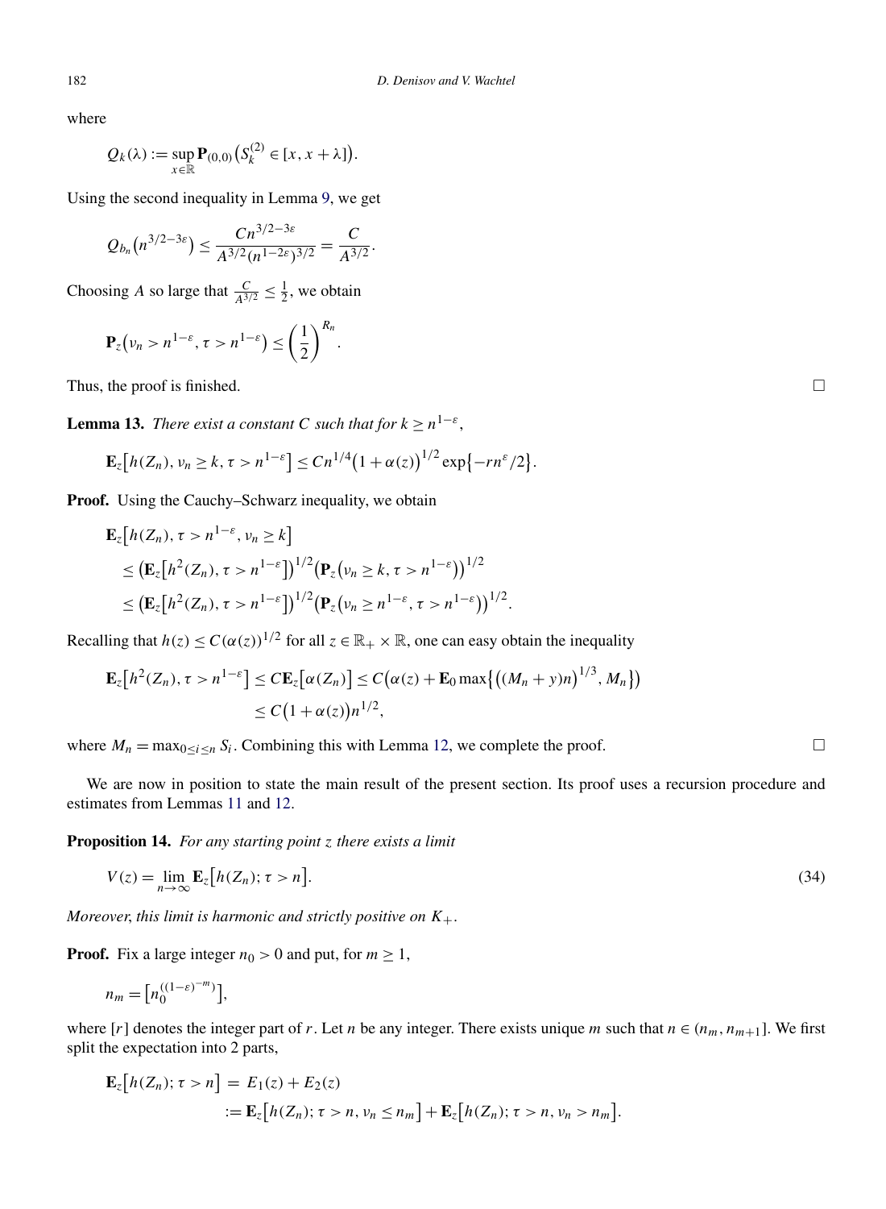where

$$Q_k(\lambda) := \sup_{x\in\mathbb{R}} \mathbf{P}_{(0,0)}\big(S_k^{(2)} \in [x, x+\lambda]\big).$$

Using the second inequality in Lemma 9, we get

$$Q_{b_n}\big(n^{3/2-3\varepsilon}\big) \le \frac{Cn^{3/2-3\varepsilon}}{A^{3/2}(n^{1-2\varepsilon})^{3/2}} = \frac{C}{A^{3/2}}.$$

Choosing $A$ so large that $\frac{C}{A^{3/2}} \le \frac{1}{2}$, we obtain

$$\mathbf{P}_z\big(\nu_n > n^{1-\varepsilon}, \tau > n^{1-\varepsilon}\big) \le \left(\frac{1}{2}\right)^{R_n}.$$

Thus, the proof is finished. □

**Lemma 13.** *There exist a constant $C$ such that for $k \ge n^{1-\varepsilon}$,*

$$\mathbf{E}_z\big[h(Z_n), \nu_n \ge k, \tau > n^{1-\varepsilon}\big] \le Cn^{1/4}\big(1+\alpha(z)\big)^{1/2}\exp\big\{-rn^{\varepsilon}/2\big\}.$$

**Proof.** Using the Cauchy–Schwarz inequality, we obtain

$$\begin{aligned}
&\mathbf{E}_z\big[h(Z_n), \tau > n^{1-\varepsilon}, \nu_n \ge k\big] \\
&\quad\le \big(\mathbf{E}_z\big[h^2(Z_n), \tau > n^{1-\varepsilon}\big]\big)^{1/2}\big(\mathbf{P}_z\big(\nu_n \ge k, \tau > n^{1-\varepsilon}\big)\big)^{1/2} \\
&\quad\le \big(\mathbf{E}_z\big[h^2(Z_n), \tau > n^{1-\varepsilon}\big]\big)^{1/2}\big(\mathbf{P}_z\big(\nu_n \ge n^{1-\varepsilon}, \tau > n^{1-\varepsilon}\big)\big)^{1/2}.
\end{aligned}$$

Recalling that $h(z) \le C(\alpha(z))^{1/2}$ for all $z \in \mathbb{R}_+ \times \mathbb{R}$, one can easy obtain the inequality

$$\begin{aligned}
\mathbf{E}_z\big[h^2(Z_n), \tau > n^{1-\varepsilon}\big] &\le C\mathbf{E}_z\big[\alpha(Z_n)\big] \le C\big(\alpha(z) + \mathbf{E}_0 \max\big\{\big((M_n+y)n\big)^{1/3}, M_n\big\}\big) \\
&\le C\big(1+\alpha(z)\big)n^{1/2},
\end{aligned}$$

where $M_n = \max_{0\le i\le n} S_i$. Combining this with Lemma 12, we complete the proof. □

We are now in position to state the main result of the present section. Its proof uses a recursion procedure and estimates from Lemmas 11 and 12.

**Proposition 14.** *For any starting point $z$ there exists a limit*

$$V(z) = \lim_{n\to\infty} \mathbf{E}_z\big[h(Z_n); \tau > n\big]. \tag{34}$$

*Moreover, this limit is harmonic and strictly positive on $K_+$.*

**Proof.** Fix a large integer $n_0 > 0$ and put, for $m \ge 1$,

$$n_m = \big[n_0^{((1-\varepsilon)^{-m})}\big],$$

where $[r]$ denotes the integer part of $r$. Let $n$ be any integer. There exists unique $m$ such that $n \in (n_m, n_{m+1}]$. We first split the expectation into 2 parts,

$$\begin{aligned}
\mathbf{E}_z\big[h(Z_n); \tau > n\big] &= E_1(z) + E_2(z) \\
&:= \mathbf{E}_z\big[h(Z_n); \tau > n, \nu_n \le n_m\big] + \mathbf{E}_z\big[h(Z_n); \tau > n, \nu_n > n_m\big].
\end{aligned}$$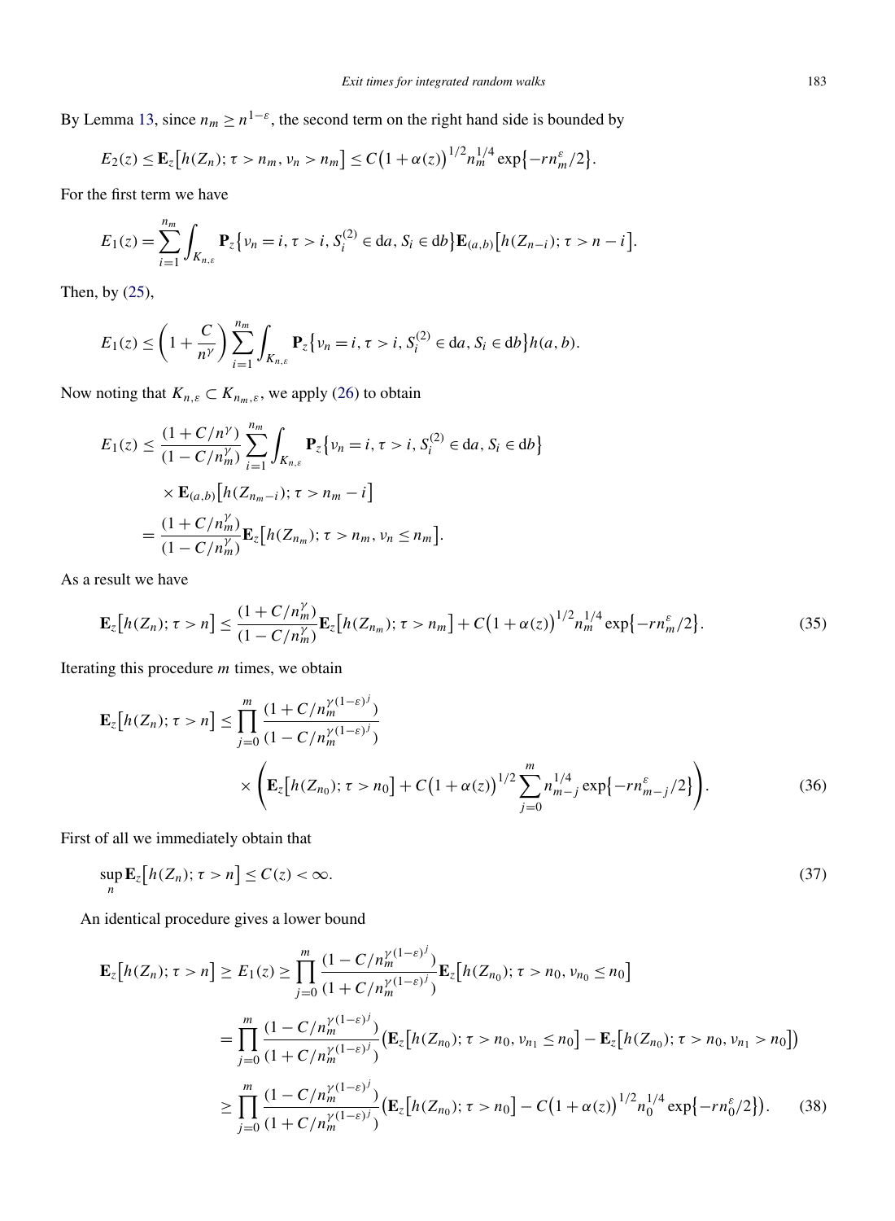By Lemma 13, since $n_m \ge n^{1-\varepsilon}$, the second term on the right hand side is bounded by

$$E_2(z) \le \mathbf{E}_z\big[h(Z_n); \tau > n_m, \nu_n > n_m\big] \le C\big(1+\alpha(z)\big)^{1/2} n_m^{1/4} \exp\big\{-r n_m^{\varepsilon}/2\big\}.$$

For the first term we have

$$E_1(z) = \sum_{i=1}^{n_m} \int_{K_{n,\varepsilon}} \mathbf{P}_z\big\{\nu_n = i, \tau > i, S_i^{(2)} \in da, S_i \in db\big\} \mathbf{E}_{(a,b)}\big[h(Z_{n-i}); \tau > n-i\big].$$

Then, by (25),

$$E_1(z) \le \left(1 + \frac{C}{n^{\gamma}}\right) \sum_{i=1}^{n_m} \int_{K_{n,\varepsilon}} \mathbf{P}_z\big\{\nu_n = i, \tau > i, S_i^{(2)} \in da, S_i \in db\big\} h(a,b).$$

Now noting that $K_{n,\varepsilon} \subset K_{n_m,\varepsilon}$, we apply (26) to obtain

$$\begin{aligned}
E_1(z) &\le \frac{(1+C/n^{\gamma})}{(1-C/n_m^{\gamma})} \sum_{i=1}^{n_m} \int_{K_{n,\varepsilon}} \mathbf{P}_z\big\{\nu_n = i, \tau > i, S_i^{(2)} \in da, S_i \in db\big\} \\
&\quad \times \mathbf{E}_{(a,b)}\big[h(Z_{n_m - i}); \tau > n_m - i\big] \\
&= \frac{(1+C/n_m^{\gamma})}{(1-C/n_m^{\gamma})} \mathbf{E}_z\big[h(Z_{n_m}); \tau > n_m, \nu_n \le n_m\big].
\end{aligned}$$

As a result we have

$$\mathbf{E}_z\big[h(Z_n); \tau > n\big] \le \frac{(1+C/n_m^{\gamma})}{(1-C/n_m^{\gamma})} \mathbf{E}_z\big[h(Z_{n_m}); \tau > n_m\big] + C\big(1+\alpha(z)\big)^{1/2} n_m^{1/4} \exp\big\{-r n_m^{\varepsilon}/2\big\}. \tag{35}$$

Iterating this procedure $m$ times, we obtain

$$\begin{aligned}
\mathbf{E}_z\big[h(Z_n); \tau > n\big] &\le \prod_{j=0}^{m} \frac{(1+C/n_m^{\gamma(1-\varepsilon)^j})}{(1-C/n_m^{\gamma(1-\varepsilon)^j})} \\
&\quad \times \left(\mathbf{E}_z\big[h(Z_{n_0}); \tau > n_0\big] + C\big(1+\alpha(z)\big)^{1/2} \sum_{j=0}^{m} n_{m-j}^{1/4} \exp\big\{-r n_{m-j}^{\varepsilon}/2\big\}\right).
\end{aligned} \tag{36}$$

First of all we immediately obtain that

$$\sup_n \mathbf{E}_z\big[h(Z_n); \tau > n\big] \le C(z) < \infty. \tag{37}$$

An identical procedure gives a lower bound

$$\begin{aligned}
\mathbf{E}_z\big[h(Z_n); \tau > n\big] &\ge E_1(z) \ge \prod_{j=0}^{m} \frac{(1-C/n_m^{\gamma(1-\varepsilon)^j})}{(1+C/n_m^{\gamma(1-\varepsilon)^j})} \mathbf{E}_z\big[h(Z_{n_0}); \tau > n_0, \nu_{n_0} \le n_0\big] \\
&= \prod_{j=0}^{m} \frac{(1-C/n_m^{\gamma(1-\varepsilon)^j})}{(1+C/n_m^{\gamma(1-\varepsilon)^j})} \big(\mathbf{E}_z\big[h(Z_{n_0}); \tau > n_0, \nu_{n_1} \le n_0\big] - \mathbf{E}_z\big[h(Z_{n_0}); \tau > n_0, \nu_{n_1} > n_0\big]\big) \\
&\ge \prod_{j=0}^{m} \frac{(1-C/n_m^{\gamma(1-\varepsilon)^j})}{(1+C/n_m^{\gamma(1-\varepsilon)^j})} \big(\mathbf{E}_z\big[h(Z_{n_0}); \tau > n_0\big] - C\big(1+\alpha(z)\big)^{1/2} n_0^{1/4} \exp\big\{-r n_0^{\varepsilon}/2\big\}\big).
\end{aligned} \tag{38}$$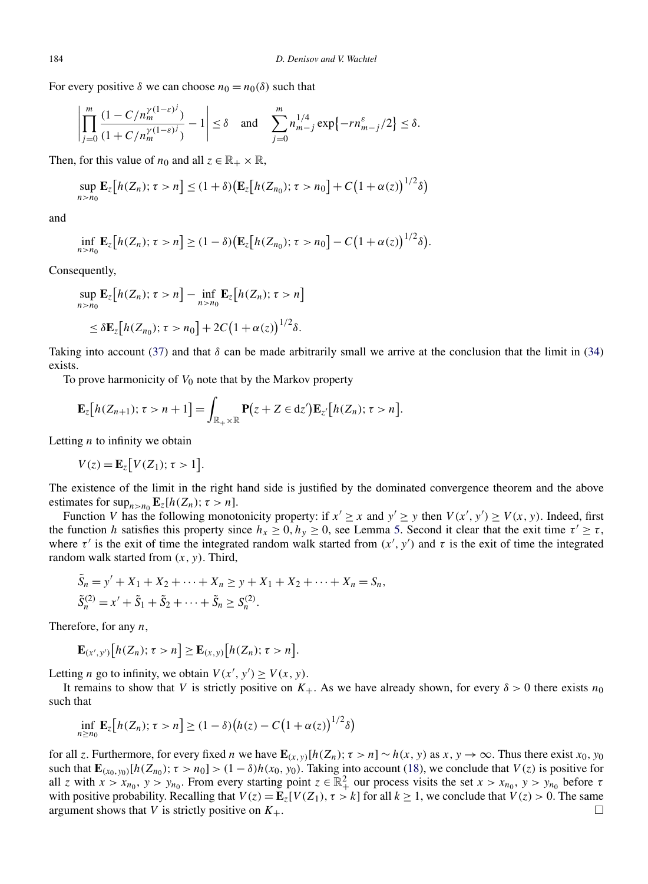For every positive $\delta$ we can choose $n_0 = n_0(\delta)$ such that

$$\left| \prod_{j=0}^{m} \frac{(1 - C/n_m^{\gamma(1-\varepsilon)^j})}{(1 + C/n_m^{\gamma(1-\varepsilon)^j})} - 1 \right| \le \delta \quad \text{and} \quad \sum_{j=0}^{m} n_{m-j}^{1/4} \exp\{-r n_{m-j}^{\varepsilon}/2\} \le \delta.$$

Then, for this value of $n_0$ and all $z \in \mathbb{R}_+ \times \mathbb{R}$,

$$\sup_{n > n_0} \mathbf{E}_z\big[h(Z_n); \tau > n\big] \le (1+\delta)\big(\mathbf{E}_z\big[h(Z_{n_0}); \tau > n_0\big] + C\big(1+\alpha(z)\big)^{1/2}\delta\big)$$

and

$$\inf_{n > n_0} \mathbf{E}_z\big[h(Z_n); \tau > n\big] \ge (1-\delta)\big(\mathbf{E}_z\big[h(Z_{n_0}); \tau > n_0\big] - C\big(1+\alpha(z)\big)^{1/2}\delta\big).$$

Consequently,

$$\begin{aligned}
&\sup_{n > n_0} \mathbf{E}_z\big[h(Z_n); \tau > n\big] - \inf_{n > n_0} \mathbf{E}_z\big[h(Z_n); \tau > n\big] \\
&\quad \le \delta \mathbf{E}_z\big[h(Z_{n_0}); \tau > n_0\big] + 2C\big(1+\alpha(z)\big)^{1/2}\delta.
\end{aligned}$$

Taking into account (37) and that $\delta$ can be made arbitrarily small we arrive at the conclusion that the limit in (34) exists.

To prove harmonicity of $V_0$ note that by the Markov property

$$\mathbf{E}_z\big[h(Z_{n+1}); \tau > n+1\big] = \int_{\mathbb{R}_+ \times \mathbb{R}} \mathbf{P}\big(z + Z \in dz'\big)\mathbf{E}_{z'}\big[h(Z_n); \tau > n\big].$$

Letting $n$ to infinity we obtain

$$V(z) = \mathbf{E}_z\big[V(Z_1); \tau > 1\big].$$

The existence of the limit in the right hand side is justified by the dominated convergence theorem and the above estimates for $\sup_{n > n_0} \mathbf{E}_z[h(Z_n); \tau > n]$.

Function $V$ has the following monotonicity property: if $x' \ge x$ and $y' \ge y$ then $V(x', y') \ge V(x, y)$. Indeed, first the function $h$ satisfies this property since $h_x \ge 0, h_y \ge 0$, see Lemma 5. Second it clear that the exit time $\tau' \ge \tau$, where $\tau'$ is the exit of time the integrated random walk started from $(x', y')$ and $\tau$ is the exit of time the integrated random walk started from $(x, y)$. Third,

$$\begin{aligned}
&\tilde{S}_n = y' + X_1 + X_2 + \cdots + X_n \ge y + X_1 + X_2 + \cdots + X_n = S_n, \\
&\tilde{S}_n^{(2)} = x' + \tilde{S}_1 + \tilde{S}_2 + \cdots + \tilde{S}_n \ge S_n^{(2)}.
\end{aligned}$$

Therefore, for any $n$,

$$\mathbf{E}_{(x', y')}\big[h(Z_n); \tau > n\big] \ge \mathbf{E}_{(x, y)}\big[h(Z_n); \tau > n\big].$$

Letting $n$ go to infinity, we obtain $V(x', y') \ge V(x, y)$.

It remains to show that $V$ is strictly positive on $K_+$. As we have already shown, for every $\delta > 0$ there exists $n_0$ such that

$$\inf_{n \ge n_0} \mathbf{E}_z\big[h(Z_n); \tau > n\big] \ge (1-\delta)\big(h(z) - C\big(1+\alpha(z)\big)^{1/2}\delta\big)$$

for all $z$. Furthermore, for every fixed $n$ we have $\mathbf{E}_{(x,y)}[h(Z_n); \tau > n] \sim h(x, y)$ as $x, y \to \infty$. Thus there exist $x_0, y_0$ such that $\mathbf{E}_{(x_0, y_0)}[h(Z_{n_0}); \tau > n_0] > (1-\delta)h(x_0, y_0)$. Taking into account (18), we conclude that $V(z)$ is positive for all $z$ with $x > x_{n_0}$, $y > y_{n_0}$. From every starting point $z \in \mathbb{R}_+^2$ our process visits the set $x > x_{n_0}$, $y > y_{n_0}$ before $\tau$ with positive probability. Recalling that $V(z) = \mathbf{E}_z[V(Z_1), \tau > k]$ for all $k \ge 1$, we conclude that $V(z) > 0$. The same argument shows that $V$ is strictly positive on $K_+$. □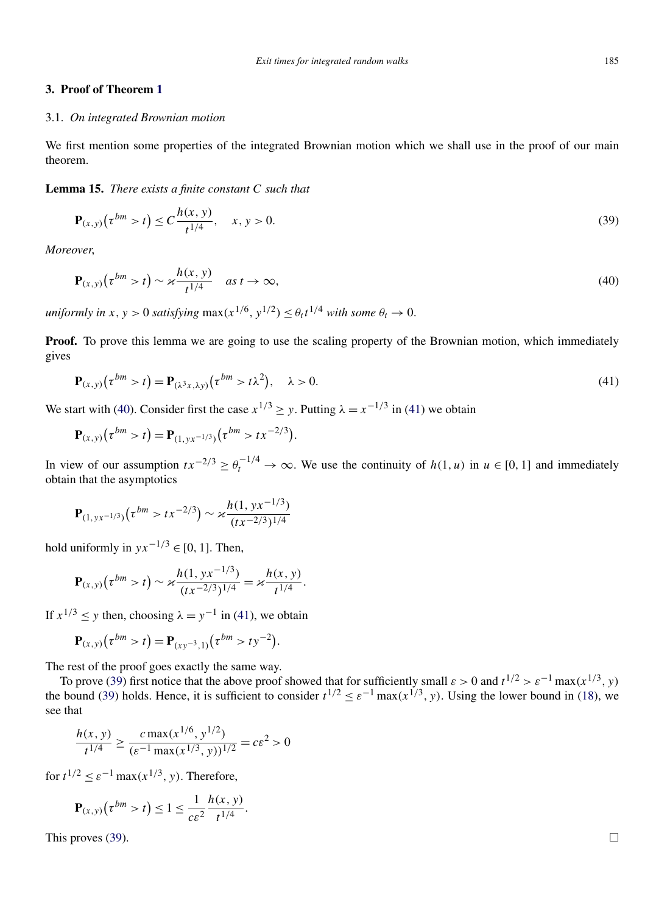## 3. Proof of Theorem 1

### 3.1. *On integrated Brownian motion*

We first mention some properties of the integrated Brownian motion which we shall use in the proof of our main theorem.

**Lemma 15.** *There exists a finite constant $C$ such that*

$$\mathbf{P}_{(x,y)}\big(\tau^{bm} > t\big) \le C\frac{h(x,y)}{t^{1/4}}, \quad x, y > 0. \tag{39}$$

*Moreover,*

$$\mathbf{P}_{(x,y)}\big(\tau^{bm} > t\big) \sim \varkappa\frac{h(x,y)}{t^{1/4}} \quad \text{as } t \to \infty, \tag{40}$$

*uniformly in $x, y > 0$ satisfying $\max(x^{1/6}, y^{1/2}) \le \theta_t t^{1/4}$ with some $\theta_t \to 0$.*

**Proof.** To prove this lemma we are going to use the scaling property of the Brownian motion, which immediately gives

$$\mathbf{P}_{(x,y)}\big(\tau^{bm} > t\big) = \mathbf{P}_{(\lambda^3 x, \lambda y)}\big(\tau^{bm} > t\lambda^2\big), \quad \lambda > 0. \tag{41}$$

We start with (40). Consider first the case $x^{1/3} \ge y$. Putting $\lambda = x^{-1/3}$ in (41) we obtain

$$\mathbf{P}_{(x,y)}\big(\tau^{bm} > t\big) = \mathbf{P}_{(1, yx^{-1/3})}\big(\tau^{bm} > tx^{-2/3}\big).$$

In view of our assumption $tx^{-2/3} \ge \theta_t^{-1/4} \to \infty$. We use the continuity of $h(1,u)$ in $u \in [0,1]$ and immediately obtain that the asymptotics

$$\mathbf{P}_{(1, yx^{-1/3})}\big(\tau^{bm} > tx^{-2/3}\big) \sim \varkappa\frac{h(1, yx^{-1/3})}{(tx^{-2/3})^{1/4}}$$

hold uniformly in $yx^{-1/3} \in [0,1]$. Then,

$$\mathbf{P}_{(x,y)}\big(\tau^{bm} > t\big) \sim \varkappa\frac{h(1, yx^{-1/3})}{(tx^{-2/3})^{1/4}} = \varkappa\frac{h(x,y)}{t^{1/4}}.$$

If $x^{1/3} \le y$ then, choosing $\lambda = y^{-1}$ in (41), we obtain

$$\mathbf{P}_{(x,y)}\big(\tau^{bm} > t\big) = \mathbf{P}_{(xy^{-3}, 1)}\big(\tau^{bm} > ty^{-2}\big).$$

The rest of the proof goes exactly the same way.

To prove (39) first notice that the above proof showed that for sufficiently small $\varepsilon > 0$ and $t^{1/2} > \varepsilon^{-1}\max(x^{1/3}, y)$ the bound (39) holds. Hence, it is sufficient to consider $t^{1/2} \le \varepsilon^{-1}\max(x^{1/3}, y)$. Using the lower bound in (18), we see that

$$\frac{h(x,y)}{t^{1/4}} \ge \frac{c\max(x^{1/6}, y^{1/2})}{(\varepsilon^{-1}\max(x^{1/3}, y))^{1/2}} = c\varepsilon^2 > 0$$

for $t^{1/2} \le \varepsilon^{-1}\max(x^{1/3}, y)$. Therefore,

$$\mathbf{P}_{(x,y)}\big(\tau^{bm} > t\big) \le 1 \le \frac{1}{c\varepsilon^2}\frac{h(x,y)}{t^{1/4}}.$$

This proves (39). □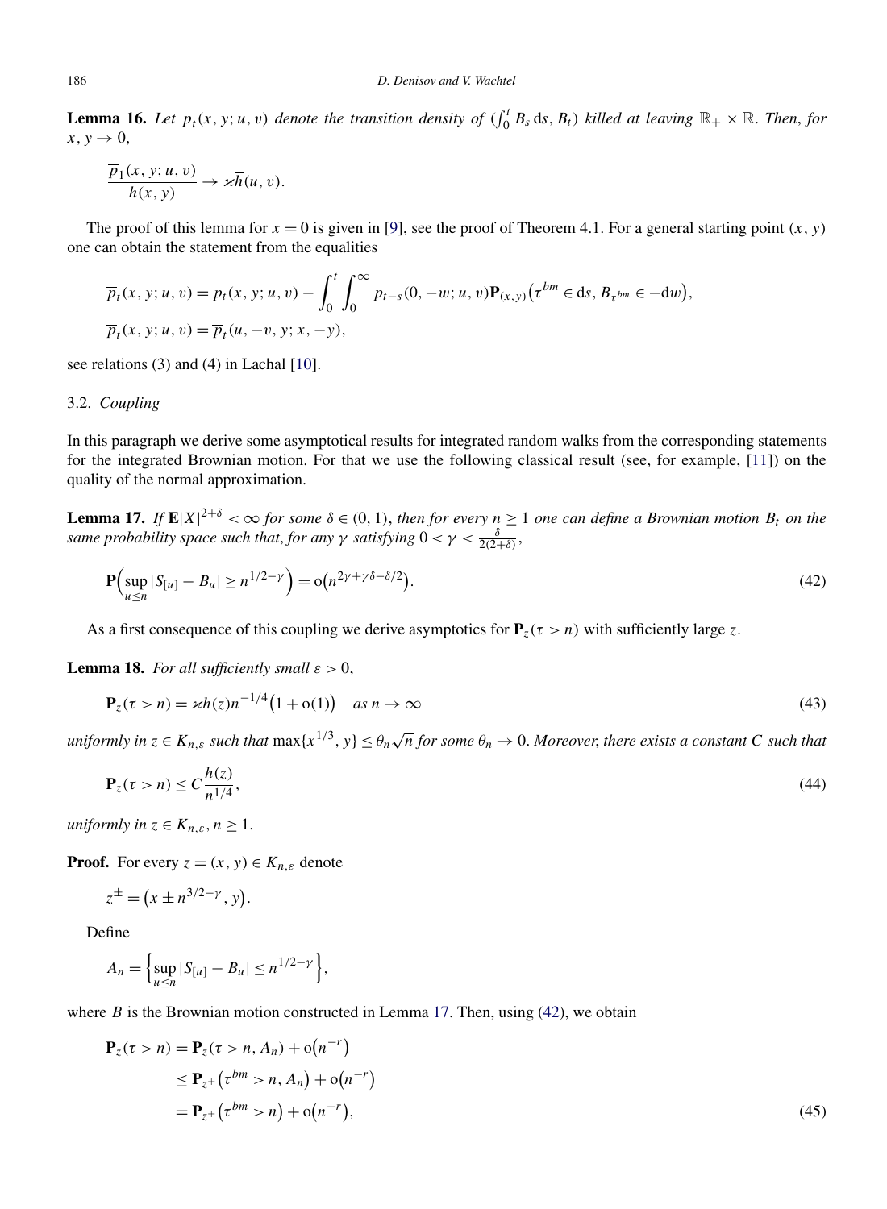**Lemma 16.** *Let $\overline{p}_t(x, y; u, v)$ denote the transition density of $(\int_0^t B_s\,ds, B_t)$ killed at leaving $\mathbb{R}_+ \times \mathbb{R}$. Then, for $x, y \to 0$,*

$$\frac{\overline{p}_1(x, y; u, v)}{h(x, y)} \to \varkappa \overline{h}(u, v).$$

The proof of this lemma for $x = 0$ is given in [9], see the proof of Theorem 4.1. For a general starting point $(x, y)$ one can obtain the statement from the equalities

$$\overline{p}_t(x, y; u, v) = p_t(x, y; u, v) - \int_0^t \int_0^\infty p_{t-s}(0, -w; u, v)\mathbf{P}_{(x,y)}\big(\tau^{bm} \in ds, B_{\tau^{bm}} \in -dw\big),$$

$$\overline{p}_t(x, y; u, v) = \overline{p}_t(u, -v, y; x, -y),$$

see relations (3) and (4) in Lachal [10].

### 3.2. *Coupling*

In this paragraph we derive some asymptotical results for integrated random walks from the corresponding statements for the integrated Brownian motion. For that we use the following classical result (see, for example, [11]) on the quality of the normal approximation.

**Lemma 17.** *If $\mathbf{E}|X|^{2+\delta} < \infty$ for some $\delta \in (0, 1)$, then for every $n \geq 1$ one can define a Brownian motion $B_t$ on the same probability space such that, for any $\gamma$ satisfying $0 < \gamma < \frac{\delta}{2(2+\delta)}$,*

$$\mathbf{P}\Big(\sup_{u \leq n} |S_{[u]} - B_u| \geq n^{1/2-\gamma}\Big) = o\big(n^{2\gamma+\gamma\delta-\delta/2}\big). \tag{42}$$

As a first consequence of this coupling we derive asymptotics for $\mathbf{P}_z(\tau > n)$ with sufficiently large $z$.

**Lemma 18.** *For all sufficiently small $\varepsilon > 0$,*

$$\mathbf{P}_z(\tau > n) = \varkappa h(z) n^{-1/4}\big(1 + o(1)\big) \quad \textit{as } n \to \infty \tag{43}$$

*uniformly in $z \in K_{n,\varepsilon}$ such that $\max\{x^{1/3}, y\} \leq \theta_n \sqrt{n}$ for some $\theta_n \to 0$. Moreover, there exists a constant $C$ such that*

$$\mathbf{P}_z(\tau > n) \leq C \frac{h(z)}{n^{1/4}}, \tag{44}$$

*uniformly in $z \in K_{n,\varepsilon}, n \geq 1$.*

**Proof.** For every $z = (x, y) \in K_{n,\varepsilon}$ denote

$$z^{\pm} = \big(x \pm n^{3/2-\gamma}, y\big).$$

Define

$$A_n = \Big\{\sup_{u \leq n} |S_{[u]} - B_u| \leq n^{1/2-\gamma}\Big\},$$

where $B$ is the Brownian motion constructed in Lemma 17. Then, using (42), we obtain

$$\begin{aligned}
\mathbf{P}_z(\tau > n) &= \mathbf{P}_z(\tau > n, A_n) + o\big(n^{-r}\big) \\
&\leq \mathbf{P}_{z^+}\big(\tau^{bm} > n, A_n\big) + o\big(n^{-r}\big) \\
&= \mathbf{P}_{z^+}\big(\tau^{bm} > n\big) + o\big(n^{-r}\big),
\end{aligned} \tag{45}$$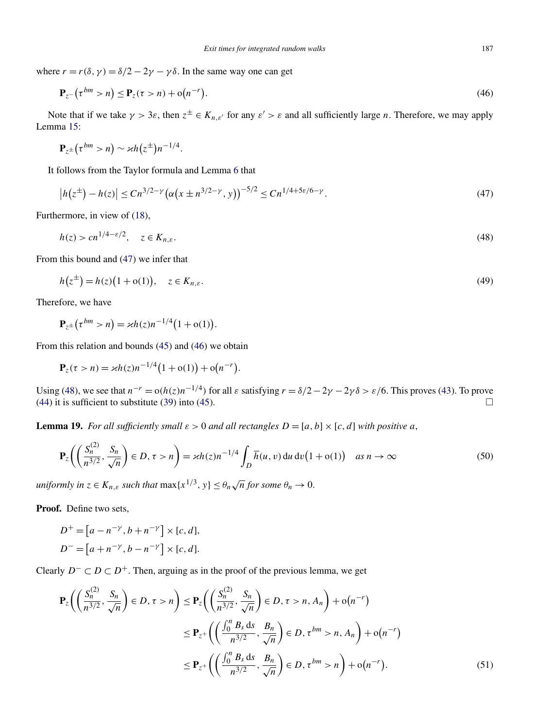where $r = r(\delta, \gamma) = \delta/2 - 2\gamma - \gamma\delta$. In the same way one can get

$$\mathbf{P}_{z^-}\big(\tau^{bm} > n\big) \le \mathbf{P}_z(\tau > n) + \mathrm{o}\big(n^{-r}\big). \tag{46}$$

Note that if we take $\gamma > 3\varepsilon$, then $z^{\pm} \in K_{n,\varepsilon'}$ for any $\varepsilon' > \varepsilon$ and all sufficiently large $n$. Therefore, we may apply Lemma 15:

$$\mathbf{P}_{z^{\pm}}\big(\tau^{bm} > n\big) \sim \varkappa h\big(z^{\pm}\big) n^{-1/4}.$$

It follows from the Taylor formula and Lemma 6 that

$$\big|h\big(z^{\pm}\big) - h(z)\big| \le C n^{3/2-\gamma}\big(\alpha\big(x \pm n^{3/2-\gamma}, y\big)\big)^{-5/2} \le C n^{1/4+5\varepsilon/6-\gamma}. \tag{47}$$

Furthermore, in view of (18),

$$h(z) > c n^{1/4-\varepsilon/2}, \quad z \in K_{n,\varepsilon}. \tag{48}$$

From this bound and (47) we infer that

$$h\big(z^{\pm}\big) = h(z)\big(1 + \mathrm{o}(1)\big), \quad z \in K_{n,\varepsilon}. \tag{49}$$

Therefore, we have

$$\mathbf{P}_{z^{\pm}}\big(\tau^{bm} > n\big) = \varkappa h(z) n^{-1/4}\big(1 + \mathrm{o}(1)\big).$$

From this relation and bounds (45) and (46) we obtain

$$\mathbf{P}_z(\tau > n) = \varkappa h(z) n^{-1/4}\big(1 + \mathrm{o}(1)\big) + \mathrm{o}\big(n^{-r}\big).$$

Using (48), we see that $n^{-r} = \mathrm{o}(h(z) n^{-1/4})$ for all $\varepsilon$ satisfying $r = \delta/2 - 2\gamma - 2\gamma\delta > \varepsilon/6$. This proves (43). To prove (44) it is sufficient to substitute (39) into (45). $\square$

**Lemma 19.** *For all sufficiently small $\varepsilon > 0$ and all rectangles $D = [a, b] \times [c, d]$ with positive $a$,*

$$\mathbf{P}_z\left(\left(\frac{S_n^{(2)}}{n^{3/2}}, \frac{S_n}{\sqrt{n}}\right) \in D, \tau > n\right) = \varkappa h(z) n^{-1/4} \int_D \overline{h}(u, v)\,\mathrm{d}u\,\mathrm{d}v\big(1 + \mathrm{o}(1)\big) \quad \text{as } n \to \infty \tag{50}$$

*uniformly in $z \in K_{n,\varepsilon}$ such that $\max\{x^{1/3}, y\} \le \theta_n\sqrt{n}$ for some $\theta_n \to 0$.*

**Proof.** Define two sets,

$$D^+ = \big[a - n^{-\gamma}, b + n^{-\gamma}\big] \times [c, d],$$
$$D^- = \big[a + n^{-\gamma}, b - n^{-\gamma}\big] \times [c, d].$$

Clearly $D^- \subset D \subset D^+$. Then, arguing as in the proof of the previous lemma, we get

$$\begin{aligned}
\mathbf{P}_z\left(\left(\frac{S_n^{(2)}}{n^{3/2}}, \frac{S_n}{\sqrt{n}}\right) \in D, \tau > n\right) &\le \mathbf{P}_z\left(\left(\frac{S_n^{(2)}}{n^{3/2}}, \frac{S_n}{\sqrt{n}}\right) \in D, \tau > n, A_n\right) + \mathrm{o}\big(n^{-r}\big) \\
&\le \mathbf{P}_{z^+}\left(\left(\frac{\int_0^n B_s\,\mathrm{d}s}{n^{3/2}}, \frac{B_n}{\sqrt{n}}\right) \in D, \tau^{bm} > n, A_n\right) + \mathrm{o}\big(n^{-r}\big) \\
&\le \mathbf{P}_{z^+}\left(\left(\frac{\int_0^n B_s\,\mathrm{d}s}{n^{3/2}}, \frac{B_n}{\sqrt{n}}\right) \in D, \tau^{bm} > n\right) + \mathrm{o}\big(n^{-r}\big).
\end{aligned} \tag{51}$$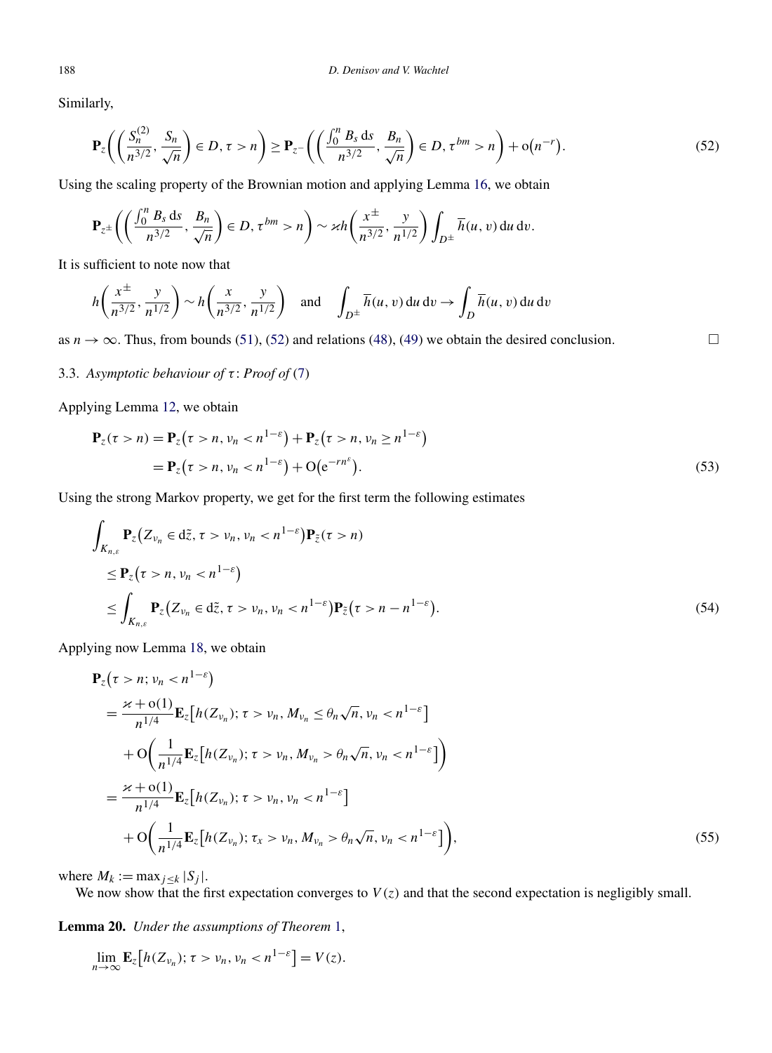Similarly,

$$\mathbf{P}_z\left(\left(\frac{S_n^{(2)}}{n^{3/2}}, \frac{S_n}{\sqrt{n}}\right) \in D, \tau > n\right) \geq \mathbf{P}_{z^-}\left(\left(\frac{\int_0^n B_s \, ds}{n^{3/2}}, \frac{B_n}{\sqrt{n}}\right) \in D, \tau^{bm} > n\right) + o\left(n^{-r}\right). \tag{52}$$

Using the scaling property of the Brownian motion and applying Lemma 16, we obtain

$$\mathbf{P}_{z^\pm}\left(\left(\frac{\int_0^n B_s \, ds}{n^{3/2}}, \frac{B_n}{\sqrt{n}}\right) \in D, \tau^{bm} > n\right) \sim \varkappa h\left(\frac{x^\pm}{n^{3/2}}, \frac{y}{n^{1/2}}\right) \int_{D^\pm} \overline{h}(u, v) \, du \, dv.$$

It is sufficient to note now that

$$h\left(\frac{x^\pm}{n^{3/2}}, \frac{y}{n^{1/2}}\right) \sim h\left(\frac{x}{n^{3/2}}, \frac{y}{n^{1/2}}\right) \quad \text{and} \quad \int_{D^\pm} \overline{h}(u, v) \, du \, dv \to \int_D \overline{h}(u, v) \, du \, dv$$

as $n \to \infty$. Thus, from bounds (51), (52) and relations (48), (49) we obtain the desired conclusion. $\square$

### 3.3. *Asymptotic behaviour of* $\tau$: *Proof of* (7)

Applying Lemma 12, we obtain

$$\begin{aligned}
\mathbf{P}_z(\tau > n) &= \mathbf{P}_z\left(\tau > n, \nu_n < n^{1-\varepsilon}\right) + \mathbf{P}_z\left(\tau > n, \nu_n \geq n^{1-\varepsilon}\right) \\
&= \mathbf{P}_z\left(\tau > n, \nu_n < n^{1-\varepsilon}\right) + O\left(e^{-rn^\varepsilon}\right).
\end{aligned} \tag{53}$$

Using the strong Markov property, we get for the first term the following estimates

$$\begin{aligned}
&\int_{K_{n,\varepsilon}} \mathbf{P}_z\left(Z_{\nu_n} \in d\tilde{z}, \tau > \nu_n, \nu_n < n^{1-\varepsilon}\right) \mathbf{P}_{\tilde{z}}(\tau > n) \\
&\quad \leq \mathbf{P}_z\left(\tau > n, \nu_n < n^{1-\varepsilon}\right) \\
&\quad \leq \int_{K_{n,\varepsilon}} \mathbf{P}_z\left(Z_{\nu_n} \in d\tilde{z}, \tau > \nu_n, \nu_n < n^{1-\varepsilon}\right) \mathbf{P}_{\tilde{z}}\left(\tau > n - n^{1-\varepsilon}\right).
\end{aligned} \tag{54}$$

Applying now Lemma 18, we obtain

$$\begin{aligned}
&\mathbf{P}_z\left(\tau > n; \nu_n < n^{1-\varepsilon}\right) \\
&\quad = \frac{\varkappa + o(1)}{n^{1/4}} \mathbf{E}_z\left[h(Z_{\nu_n}); \tau > \nu_n, M_{\nu_n} \leq \theta_n \sqrt{n}, \nu_n < n^{1-\varepsilon}\right] \\
&\qquad + O\left(\frac{1}{n^{1/4}} \mathbf{E}_z\left[h(Z_{\nu_n}); \tau > \nu_n, M_{\nu_n} > \theta_n \sqrt{n}, \nu_n < n^{1-\varepsilon}\right]\right) \\
&\quad = \frac{\varkappa + o(1)}{n^{1/4}} \mathbf{E}_z\left[h(Z_{\nu_n}); \tau > \nu_n, \nu_n < n^{1-\varepsilon}\right] \\
&\qquad + O\left(\frac{1}{n^{1/4}} \mathbf{E}_z\left[h(Z_{\nu_n}); \tau_x > \nu_n, M_{\nu_n} > \theta_n \sqrt{n}, \nu_n < n^{1-\varepsilon}\right]\right),
\end{aligned} \tag{55}$$

where $M_k := \max_{j \leq k} |S_j|$.

We now show that the first expectation converges to $V(z)$ and that the second expectation is negligibly small.

**Lemma 20.** *Under the assumptions of Theorem 1,*

$$\lim_{n \to \infty} \mathbf{E}_z\left[h(Z_{\nu_n}); \tau > \nu_n, \nu_n < n^{1-\varepsilon}\right] = V(z).$$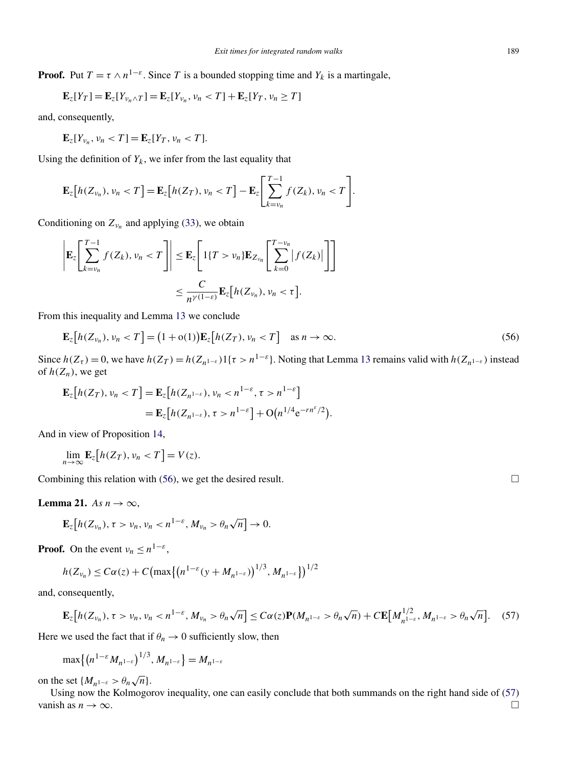**Proof.** Put $T = \tau \wedge n^{1-\varepsilon}$. Since $T$ is a bounded stopping time and $Y_k$ is a martingale,

$$\mathbf{E}_z[Y_T] = \mathbf{E}_z[Y_{\nu_n \wedge T}] = \mathbf{E}_z[Y_{\nu_n}, \nu_n < T] + \mathbf{E}_z[Y_T, \nu_n \geq T]$$

and, consequently,

$$\mathbf{E}_z[Y_{\nu_n}, \nu_n < T] = \mathbf{E}_z[Y_T, \nu_n < T].$$

Using the definition of $Y_k$, we infer from the last equality that

$$\mathbf{E}_z\big[h(Z_{\nu_n}), \nu_n < T\big] = \mathbf{E}_z\big[h(Z_T), \nu_n < T\big] - \mathbf{E}_z\left[\sum_{k=\nu_n}^{T-1} f(Z_k), \nu_n < T\right].$$

Conditioning on $Z_{\nu_n}$ and applying (33), we obtain

$$\left|\mathbf{E}_z\left[\sum_{k=\nu_n}^{T-1} f(Z_k), \nu_n < T\right]\right| \leq \mathbf{E}_z\left[1\{T > \nu_n\}\mathbf{E}_{Z_{\nu_n}}\left[\sum_{k=0}^{T-\nu_n} \big|f(Z_k)\big|\right]\right]$$

$$\leq \frac{C}{n^{\gamma(1-\varepsilon)}}\mathbf{E}_z\big[h(Z_{\nu_n}), \nu_n < \tau\big].$$

From this inequality and Lemma 13 we conclude

$$\mathbf{E}_z\big[h(Z_{\nu_n}), \nu_n < T\big] = \big(1 + \mathrm{o}(1)\big)\mathbf{E}_z\big[h(Z_T), \nu_n < T\big] \quad \text{as } n \to \infty. \tag{56}$$

Since $h(Z_\tau) = 0$, we have $h(Z_T) = h(Z_{n^{1-\varepsilon}})1\{\tau > n^{1-\varepsilon}\}$. Noting that Lemma 13 remains valid with $h(Z_{n^{1-\varepsilon}})$ instead of $h(Z_n)$, we get

$$\mathbf{E}_z\big[h(Z_T), \nu_n < T\big] = \mathbf{E}_z\big[h(Z_{n^{1-\varepsilon}}), \nu_n < n^{1-\varepsilon}, \tau > n^{1-\varepsilon}\big]$$

$$= \mathbf{E}_z\big[h(Z_{n^{1-\varepsilon}}), \tau > n^{1-\varepsilon}\big] + \mathrm{O}\big(n^{1/4}\mathrm{e}^{-rn^{\varepsilon}/2}\big).$$

And in view of Proposition 14,

$$\lim_{n\to\infty} \mathbf{E}_z\big[h(Z_T), \nu_n < T\big] = V(z).$$

Combining this relation with (56), we get the desired result. $\square$

**Lemma 21.** *As $n \to \infty$,*

$$\mathbf{E}_z\big[h(Z_{\nu_n}), \tau > \nu_n, \nu_n < n^{1-\varepsilon}, M_{\nu_n} > \theta_n\sqrt{n}\big] \to 0.$$

**Proof.** On the event $\nu_n \leq n^{1-\varepsilon}$,

$$h(Z_{\nu_n}) \leq C\alpha(z) + C\big(\max\big\{\big(n^{1-\varepsilon}(y + M_{n^{1-\varepsilon}})\big)^{1/3}, M_{n^{1-\varepsilon}}\big\}\big)^{1/2}$$

and, consequently,

$$\mathbf{E}_z\big[h(Z_{\nu_n}), \tau > \nu_n, \nu_n < n^{1-\varepsilon}, M_{\nu_n} > \theta_n\sqrt{n}\big] \leq C\alpha(z)\mathbf{P}(M_{n^{1-\varepsilon}} > \theta_n\sqrt{n}) + C\mathbf{E}\big[M_{n^{1-\varepsilon}}^{1/2}, M_{n^{1-\varepsilon}} > \theta_n\sqrt{n}\big]. \tag{57}$$

Here we used the fact that if $\theta_n \to 0$ sufficiently slow, then

$$\max\big\{\big(n^{1-\varepsilon}M_{n^{1-\varepsilon}}\big)^{1/3}, M_{n^{1-\varepsilon}}\big\} = M_{n^{1-\varepsilon}}$$

on the set $\{M_{n^{1-\varepsilon}} > \theta_n\sqrt{n}\}$.

Using now the Kolmogorov inequality, one can easily conclude that both summands on the right hand side of (57) vanish as $n \to \infty$. $\square$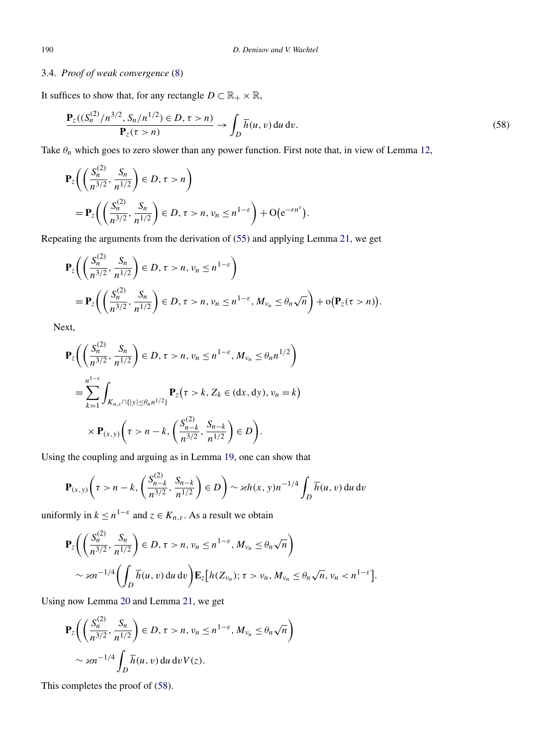### 3.4. *Proof of weak convergence* (8)

It suffices to show that, for any rectangle $D \subset \mathbb{R}_+ \times \mathbb{R}$,

$$\frac{\mathbf{P}_z((S_n^{(2)}/n^{3/2}, S_n/n^{1/2}) \in D, \tau > n)}{\mathbf{P}_z(\tau > n)} \to \int_D \overline{h}(u, v)\,\mathrm{d}u\,\mathrm{d}v. \tag{58}$$

Take $\theta_n$ which goes to zero slower than any power function. First note that, in view of Lemma 12,

$$\begin{aligned}
&\mathbf{P}_z\biggl(\biggl(\frac{S_n^{(2)}}{n^{3/2}}, \frac{S_n}{n^{1/2}}\biggr) \in D, \tau > n\biggr) \\
&\quad = \mathbf{P}_z\biggl(\biggl(\frac{S_n^{(2)}}{n^{3/2}}, \frac{S_n}{n^{1/2}}\biggr) \in D, \tau > n, \nu_n \le n^{1-\varepsilon}\biggr) + \mathrm{O}\bigl(\mathrm{e}^{-rn^{\varepsilon}}\bigr).
\end{aligned}$$

Repeating the arguments from the derivation of (55) and applying Lemma 21, we get

$$\begin{aligned}
&\mathbf{P}_z\biggl(\biggl(\frac{S_n^{(2)}}{n^{3/2}}, \frac{S_n}{n^{1/2}}\biggr) \in D, \tau > n, \nu_n \le n^{1-\varepsilon}\biggr) \\
&\quad = \mathbf{P}_z\biggl(\biggl(\frac{S_n^{(2)}}{n^{3/2}}, \frac{S_n}{n^{1/2}}\biggr) \in D, \tau > n, \nu_n \le n^{1-\varepsilon}, M_{\nu_n} \le \theta_n\sqrt{n}\biggr) + \mathrm{o}\bigl(\mathbf{P}_z(\tau > n)\bigr).
\end{aligned}$$

Next,

$$\begin{aligned}
&\mathbf{P}_z\biggl(\biggl(\frac{S_n^{(2)}}{n^{3/2}}, \frac{S_n}{n^{1/2}}\biggr) \in D, \tau > n, \nu_n \le n^{1-\varepsilon}, M_{\nu_n} \le \theta_n n^{1/2}\biggr) \\
&\quad = \sum_{k=1}^{n^{1-\varepsilon}} \int_{K_{n,\varepsilon} \cap \{|y| \le \theta_n n^{1/2}\}} \mathbf{P}_z\bigl(\tau > k, Z_k \in (\mathrm{d}x, \mathrm{d}y), \nu_n = k\bigr) \\
&\qquad \times \mathbf{P}_{(x,y)}\biggl(\tau > n-k, \biggl(\frac{S_{n-k}^{(2)}}{n^{3/2}}, \frac{S_{n-k}}{n^{1/2}}\biggr) \in D\biggr).
\end{aligned}$$

Using the coupling and arguing as in Lemma 19, one can show that

$$\mathbf{P}_{(x,y)}\biggl(\tau > n-k, \biggl(\frac{S_{n-k}^{(2)}}{n^{3/2}}, \frac{S_{n-k}}{n^{1/2}}\biggr) \in D\biggr) \sim \varkappa h(x, y) n^{-1/4} \int_D \overline{h}(u, v)\,\mathrm{d}u\,\mathrm{d}v$$

uniformly in $k \le n^{1-\varepsilon}$ and $z \in K_{n,\varepsilon}$. As a result we obtain

$$\begin{aligned}
&\mathbf{P}_z\biggl(\biggl(\frac{S_n^{(2)}}{n^{3/2}}, \frac{S_n}{n^{1/2}}\biggr) \in D, \tau > n, \nu_n \le n^{1-\varepsilon}, M_{\nu_n} \le \theta_n\sqrt{n}\biggr) \\
&\quad \sim \varkappa n^{-1/4}\biggl(\int_D \overline{h}(u, v)\,\mathrm{d}u\,\mathrm{d}v\biggr)\mathbf{E}_z\bigl[h(Z_{\nu_n}); \tau > \nu_n, M_{\nu_n} \le \theta_n\sqrt{n}, \nu_n < n^{1-\varepsilon}\bigr].
\end{aligned}$$

Using now Lemma 20 and Lemma 21, we get

$$\begin{aligned}
&\mathbf{P}_z\biggl(\biggl(\frac{S_n^{(2)}}{n^{3/2}}, \frac{S_n}{n^{1/2}}\biggr) \in D, \tau > n, \nu_n \le n^{1-\varepsilon}, M_{\nu_n} \le \theta_n\sqrt{n}\biggr) \\
&\quad \sim \varkappa n^{-1/4} \int_D \overline{h}(u, v)\,\mathrm{d}u\,\mathrm{d}v\, V(z).
\end{aligned}$$

This completes the proof of (58).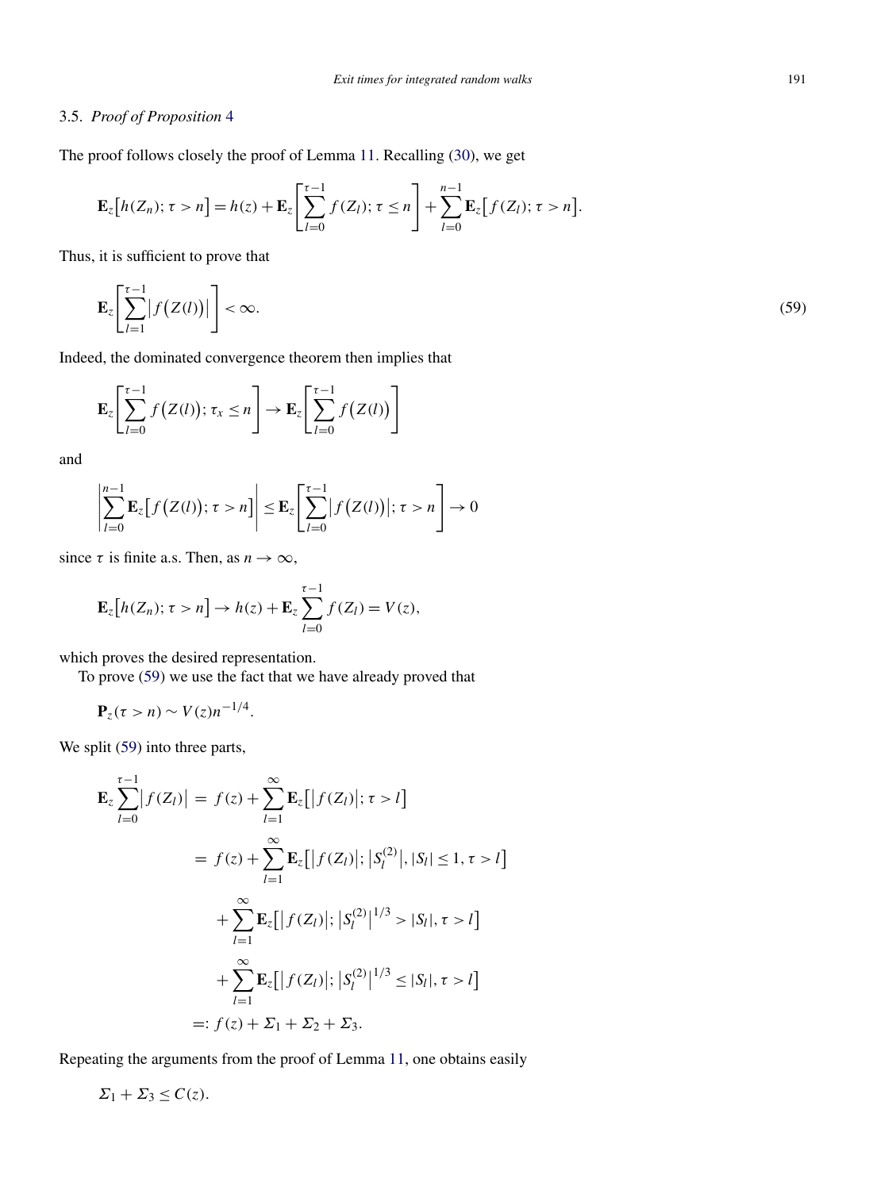### 3.5. *Proof of Proposition* 4

The proof follows closely the proof of Lemma 11. Recalling (30), we get

$$\mathbf{E}_z\big[h(Z_n); \tau > n\big] = h(z) + \mathbf{E}_z\left[\sum_{l=0}^{\tau-1} f(Z_l); \tau \le n\right] + \sum_{l=0}^{n-1} \mathbf{E}_z\big[f(Z_l); \tau > n\big].$$

Thus, it is sufficient to prove that

$$\mathbf{E}_z\left[\sum_{l=1}^{\tau-1} \big|f\big(Z(l)\big)\big|\right] < \infty. \tag{59}$$

Indeed, the dominated convergence theorem then implies that

$$\mathbf{E}_z\left[\sum_{l=0}^{\tau-1} f\big(Z(l)\big); \tau_x \le n\right] \to \mathbf{E}_z\left[\sum_{l=0}^{\tau-1} f\big(Z(l)\big)\right]$$

and

$$\left|\sum_{l=0}^{n-1} \mathbf{E}_z\big[f\big(Z(l)\big); \tau > n\big]\right| \le \mathbf{E}_z\left[\sum_{l=0}^{\tau-1} \big|f\big(Z(l)\big)\big|; \tau > n\right] \to 0$$

since $\tau$ is finite a.s. Then, as $n \to \infty$,

$$\mathbf{E}_z\big[h(Z_n); \tau > n\big] \to h(z) + \mathbf{E}_z \sum_{l=0}^{\tau-1} f(Z_l) = V(z),$$

which proves the desired representation.

To prove (59) we use the fact that we have already proved that

$$\mathbf{P}_z(\tau > n) \sim V(z) n^{-1/4}.$$

We split (59) into three parts,

$$\begin{aligned}
\mathbf{E}_z \sum_{l=0}^{\tau-1} \big|f(Z_l)\big| &= f(z) + \sum_{l=1}^{\infty} \mathbf{E}_z\big[\big|f(Z_l)\big|; \tau > l\big] \\
&= f(z) + \sum_{l=1}^{\infty} \mathbf{E}_z\big[\big|f(Z_l)\big|; \big|S_l^{(2)}\big|, |S_l| \le 1, \tau > l\big] \\
&\quad + \sum_{l=1}^{\infty} \mathbf{E}_z\big[\big|f(Z_l)\big|; \big|S_l^{(2)}\big|^{1/3} > |S_l|, \tau > l\big] \\
&\quad + \sum_{l=1}^{\infty} \mathbf{E}_z\big[\big|f(Z_l)\big|; \big|S_l^{(2)}\big|^{1/3} \le |S_l|, \tau > l\big] \\
&=: f(z) + \Sigma_1 + \Sigma_2 + \Sigma_3.
\end{aligned}$$

Repeating the arguments from the proof of Lemma 11, one obtains easily

$$\Sigma_1 + \Sigma_3 \le C(z).$$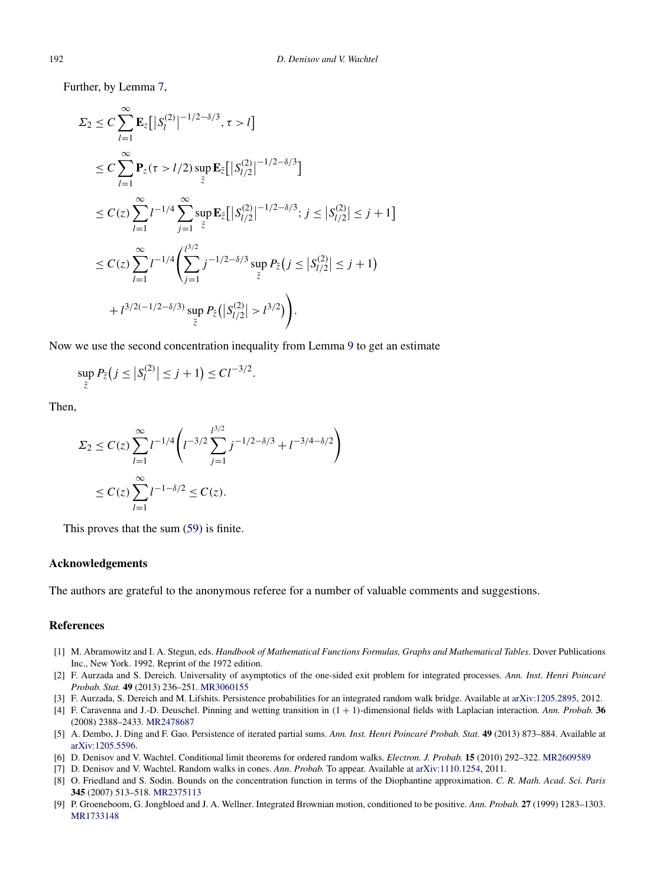Further, by Lemma 7,

$$
\begin{aligned}
\Sigma_2 &\le C \sum_{l=1}^{\infty} \mathbf{E}_z\big[\big|S_l^{(2)}\big|^{-1/2-\delta/3}, \tau > l\big] \\
&\le C \sum_{l=1}^{\infty} \mathbf{P}_z(\tau > l/2) \sup_{\tilde z} \mathbf{E}_{\tilde z}\big[\big|S_{l/2}^{(2)}\big|^{-1/2-\delta/3}\big] \\
&\le C(z) \sum_{l=1}^{\infty} l^{-1/4} \sum_{j=1}^{\infty} \sup_{\tilde z} \mathbf{E}_{\tilde z}\big[\big|S_{l/2}^{(2)}\big|^{-1/2-\delta/3}; j \le \big|S_{l/2}^{(2)}\big| \le j+1\big] \\
&\le C(z) \sum_{l=1}^{\infty} l^{-1/4} \Bigg( \sum_{j=1}^{l^{3/2}} j^{-1/2-\delta/3} \sup_{\tilde z} P_{\tilde z}\big(j \le \big|S_{l/2}^{(2)}\big| \le j+1\big) \\
&\quad + l^{3/2(-1/2-\delta/3)} \sup_{\tilde z} P_{\tilde z}\big(\big|S_{l/2}^{(2)}\big| > l^{3/2}\big) \Bigg).
\end{aligned}
$$

Now we use the second concentration inequality from Lemma 9 to get an estimate

$$
\sup_{\tilde z} P_{\tilde z}\big(j \le \big|S_l^{(2)}\big| \le j+1\big) \le C l^{-3/2}.
$$

Then,

$$
\begin{aligned}
\Sigma_2 &\le C(z) \sum_{l=1}^{\infty} l^{-1/4} \Bigg( l^{-3/2} \sum_{j=1}^{l^{3/2}} j^{-1/2-\delta/3} + l^{-3/4-\delta/2} \Bigg) \\
&\le C(z) \sum_{l=1}^{\infty} l^{-1-\delta/2} \le C(z).
\end{aligned}
$$

This proves that the sum (59) is finite.

## Acknowledgements

The authors are grateful to the anonymous referee for a number of valuable comments and suggestions.

## References

[1] M. Abramowitz and I. A. Stegun, eds. *Handbook of Mathematical Functions Formulas, Graphs and Mathematical Tables*. Dover Publications Inc., New York. 1992. Reprint of the 1972 edition.

[2] F. Aurzada and S. Dereich. Universality of asymptotics of the one-sided exit problem for integrated processes. *Ann. Inst. Henri Poincaré Probab. Stat.* **49** (2013) 236–251. MR3060155

[3] F. Aurzada, S. Dereich and M. Lifshits. Persistence probabilities for an integrated random walk bridge. Available at arXiv:1205.2895, 2012.

[4] F. Caravenna and J.-D. Deuschel. Pinning and wetting transition in $(1+1)$-dimensional fields with Laplacian interaction. *Ann. Probab.* **36** (2008) 2388–2433. MR2478687

[5] A. Dembo, J. Ding and F. Gao. Persistence of iterated partial sums. *Ann. Inst. Henri Poincaré Probab. Stat.* **49** (2013) 873–884. Available at arXiv:1205.5596.

[6] D. Denisov and V. Wachtel. Conditional limit theorems for ordered random walks. *Electron. J. Probab.* **15** (2010) 292–322. MR2609589

[7] D. Denisov and V. Wachtel. Random walks in cones. *Ann. Probab.* To appear. Available at arXiv:1110.1254, 2011.

[8] O. Friedland and S. Sodin. Bounds on the concentration function in terms of the Diophantine approximation. *C. R. Math. Acad. Sci. Paris* **345** (2007) 513–518. MR2375113

[9] P. Groeneboom, G. Jongbloed and J. A. Wellner. Integrated Brownian motion, conditioned to be positive. *Ann. Probab.* **27** (1999) 1283–1303. MR1733148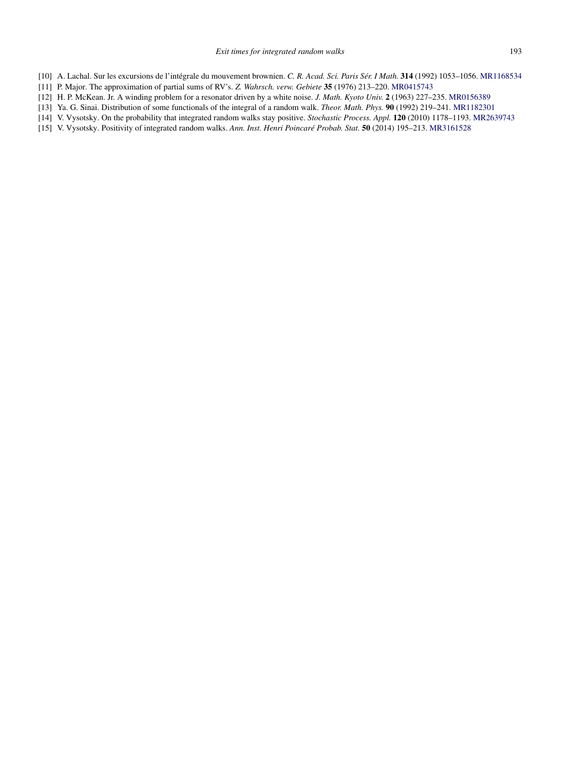[10] A. Lachal. Sur les excursions de l'intégrale du mouvement brownien. *C. R. Acad. Sci. Paris Sér. I Math.* **314** (1992) 1053–1056. MR1168534

[11] P. Major. The approximation of partial sums of RV's. *Z. Wahrsch. verw. Gebiete* **35** (1976) 213–220. MR0415743

[12] H. P. McKean. Jr. A winding problem for a resonator driven by a white noise. *J. Math. Kyoto Univ.* **2** (1963) 227–235. MR0156389

[13] Ya. G. Sinai. Distribution of some functionals of the integral of a random walk. *Theor. Math. Phys.* **90** (1992) 219–241. MR1182301

[14] V. Vysotsky. On the probability that integrated random walks stay positive. *Stochastic Process. Appl.* **120** (2010) 1178–1193. MR2639743

[15] V. Vysotsky. Positivity of integrated random walks. *Ann. Inst. Henri Poincaré Probab. Stat.* **50** (2014) 195–213. MR3161528